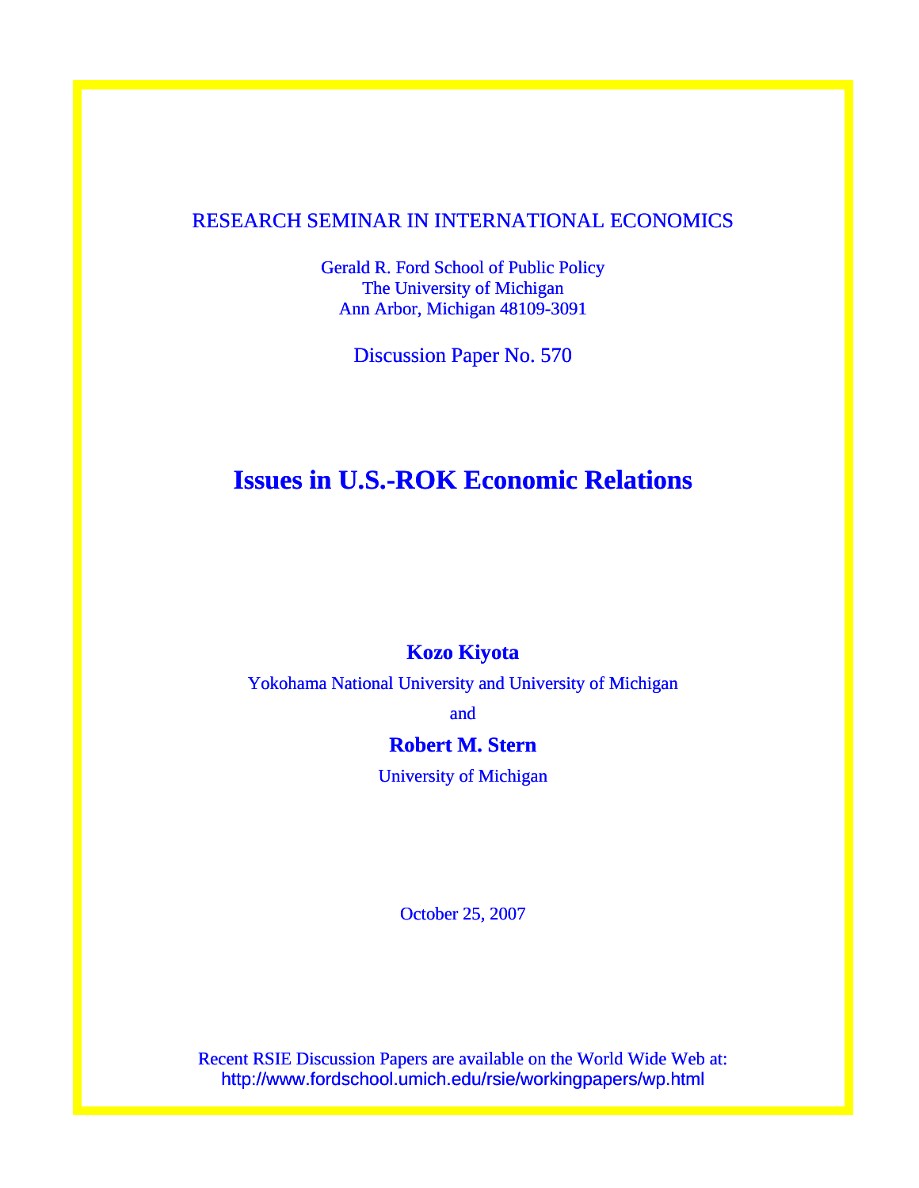RESEARCH SEMINAR IN INTERNATIONAL ECONOMICS

Gerald R. Ford School of Public Policy
The University of Michigan
Ann Arbor, Michigan 48109-3091

Discussion Paper No. 570

# Issues in U.S.-ROK Economic Relations

**Kozo Kiyota**

Yokohama National University and University of Michigan

and

**Robert M. Stern**

University of Michigan

October 25, 2007

Recent RSIE Discussion Papers are available on the World Wide Web at:
http://www.fordschool.umich.edu/rsie/workingpapers/wp.html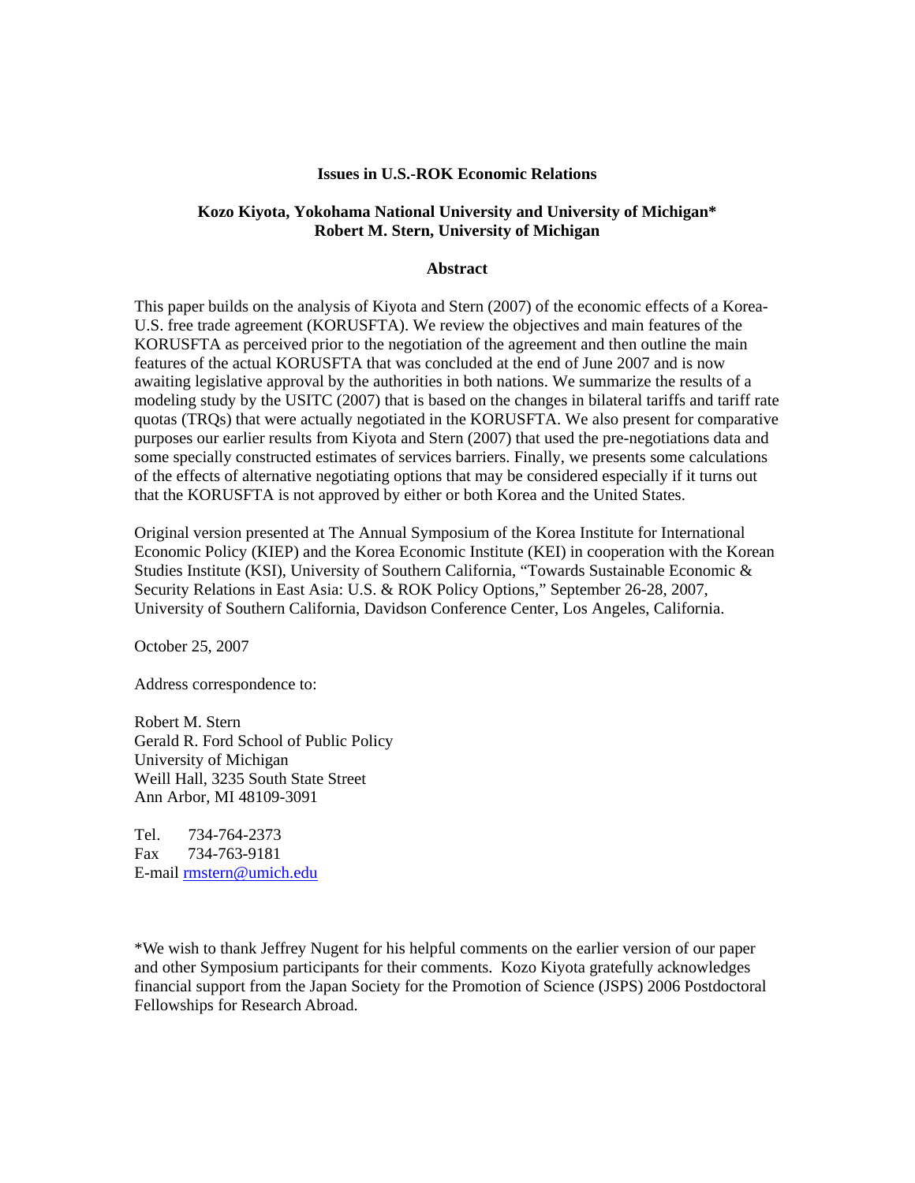**Issues in U.S.-ROK Economic Relations**

**Kozo Kiyota, Yokohama National University and University of Michigan\***
**Robert M. Stern, University of Michigan**

**Abstract**

This paper builds on the analysis of Kiyota and Stern (2007) of the economic effects of a Korea-U.S. free trade agreement (KORUSFTA). We review the objectives and main features of the KORUSFTA as perceived prior to the negotiation of the agreement and then outline the main features of the actual KORUSFTA that was concluded at the end of June 2007 and is now awaiting legislative approval by the authorities in both nations. We summarize the results of a modeling study by the USITC (2007) that is based on the changes in bilateral tariffs and tariff rate quotas (TRQs) that were actually negotiated in the KORUSFTA. We also present for comparative purposes our earlier results from Kiyota and Stern (2007) that used the pre-negotiations data and some specially constructed estimates of services barriers. Finally, we presents some calculations of the effects of alternative negotiating options that may be considered especially if it turns out that the KORUSFTA is not approved by either or both Korea and the United States.

Original version presented at The Annual Symposium of the Korea Institute for International Economic Policy (KIEP) and the Korea Economic Institute (KEI) in cooperation with the Korean Studies Institute (KSI), University of Southern California, "Towards Sustainable Economic & Security Relations in East Asia: U.S. & ROK Policy Options," September 26-28, 2007, University of Southern California, Davidson Conference Center, Los Angeles, California.

October 25, 2007

Address correspondence to:

Robert M. Stern
Gerald R. Ford School of Public Policy
University of Michigan
Weill Hall, 3235 South State Street
Ann Arbor, MI 48109-3091

Tel. 734-764-2373
Fax 734-763-9181
E-mail rmstern@umich.edu

\*We wish to thank Jeffrey Nugent for his helpful comments on the earlier version of our paper and other Symposium participants for their comments. Kozo Kiyota gratefully acknowledges financial support from the Japan Society for the Promotion of Science (JSPS) 2006 Postdoctoral Fellowships for Research Abroad.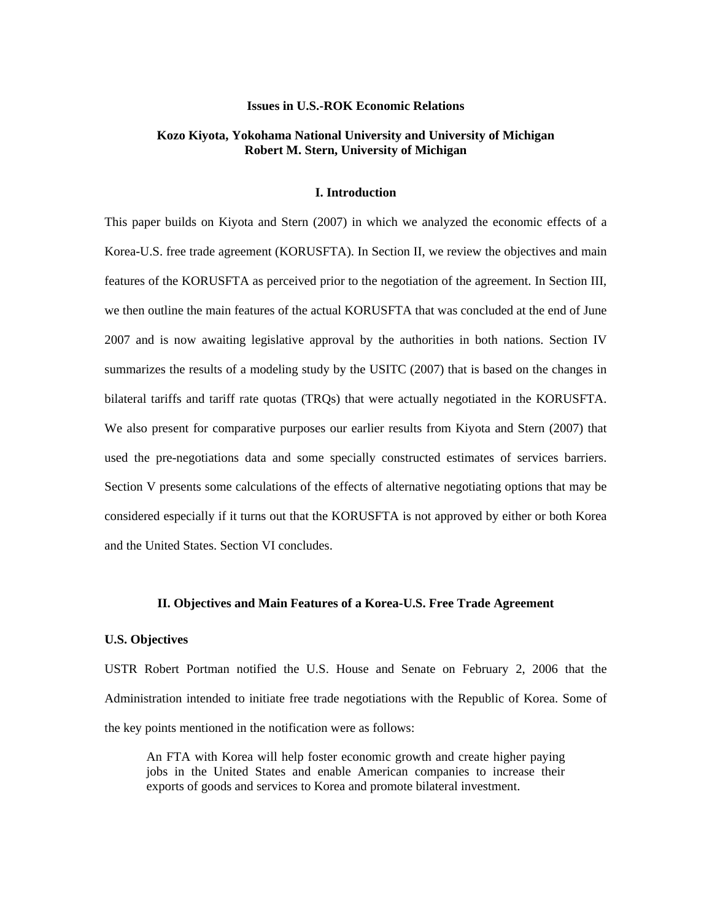# Issues in U.S.-ROK Economic Relations

**Kozo Kiyota, Yokohama National University and University of Michigan**
**Robert M. Stern, University of Michigan**

## I. Introduction

This paper builds on Kiyota and Stern (2007) in which we analyzed the economic effects of a Korea-U.S. free trade agreement (KORUSFTA). In Section II, we review the objectives and main features of the KORUSFTA as perceived prior to the negotiation of the agreement. In Section III, we then outline the main features of the actual KORUSFTA that was concluded at the end of June 2007 and is now awaiting legislative approval by the authorities in both nations. Section IV summarizes the results of a modeling study by the USITC (2007) that is based on the changes in bilateral tariffs and tariff rate quotas (TRQs) that were actually negotiated in the KORUSFTA. We also present for comparative purposes our earlier results from Kiyota and Stern (2007) that used the pre-negotiations data and some specially constructed estimates of services barriers. Section V presents some calculations of the effects of alternative negotiating options that may be considered especially if it turns out that the KORUSFTA is not approved by either or both Korea and the United States. Section VI concludes.

## II. Objectives and Main Features of a Korea-U.S. Free Trade Agreement

### U.S. Objectives

USTR Robert Portman notified the U.S. House and Senate on February 2, 2006 that the Administration intended to initiate free trade negotiations with the Republic of Korea. Some of the key points mentioned in the notification were as follows:

> An FTA with Korea will help foster economic growth and create higher paying jobs in the United States and enable American companies to increase their exports of goods and services to Korea and promote bilateral investment.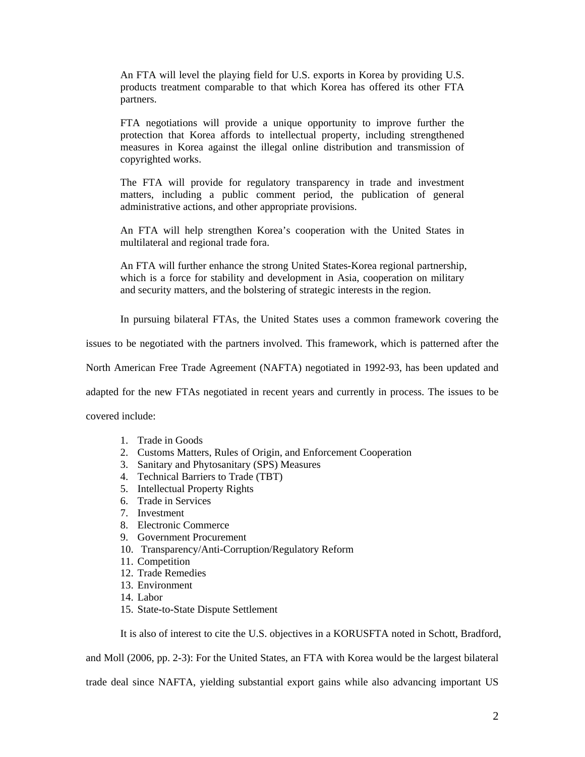> An FTA will level the playing field for U.S. exports in Korea by providing U.S. products treatment comparable to that which Korea has offered its other FTA partners.
>
> FTA negotiations will provide a unique opportunity to improve further the protection that Korea affords to intellectual property, including strengthened measures in Korea against the illegal online distribution and transmission of copyrighted works.
>
> The FTA will provide for regulatory transparency in trade and investment matters, including a public comment period, the publication of general administrative actions, and other appropriate provisions.
>
> An FTA will help strengthen Korea's cooperation with the United States in multilateral and regional trade fora.
>
> An FTA will further enhance the strong United States-Korea regional partnership, which is a force for stability and development in Asia, cooperation on military and security matters, and the bolstering of strategic interests in the region.

In pursuing bilateral FTAs, the United States uses a common framework covering the issues to be negotiated with the partners involved. This framework, which is patterned after the North American Free Trade Agreement (NAFTA) negotiated in 1992-93, has been updated and adapted for the new FTAs negotiated in recent years and currently in process. The issues to be covered include:

1. Trade in Goods
2. Customs Matters, Rules of Origin, and Enforcement Cooperation
3. Sanitary and Phytosanitary (SPS) Measures
4. Technical Barriers to Trade (TBT)
5. Intellectual Property Rights
6. Trade in Services
7. Investment
8. Electronic Commerce
9. Government Procurement
10. Transparency/Anti-Corruption/Regulatory Reform
11. Competition
12. Trade Remedies
13. Environment
14. Labor
15. State-to-State Dispute Settlement

It is also of interest to cite the U.S. objectives in a KORUSFTA noted in Schott, Bradford, and Moll (2006, pp. 2-3): For the United States, an FTA with Korea would be the largest bilateral trade deal since NAFTA, yielding substantial export gains while also advancing important US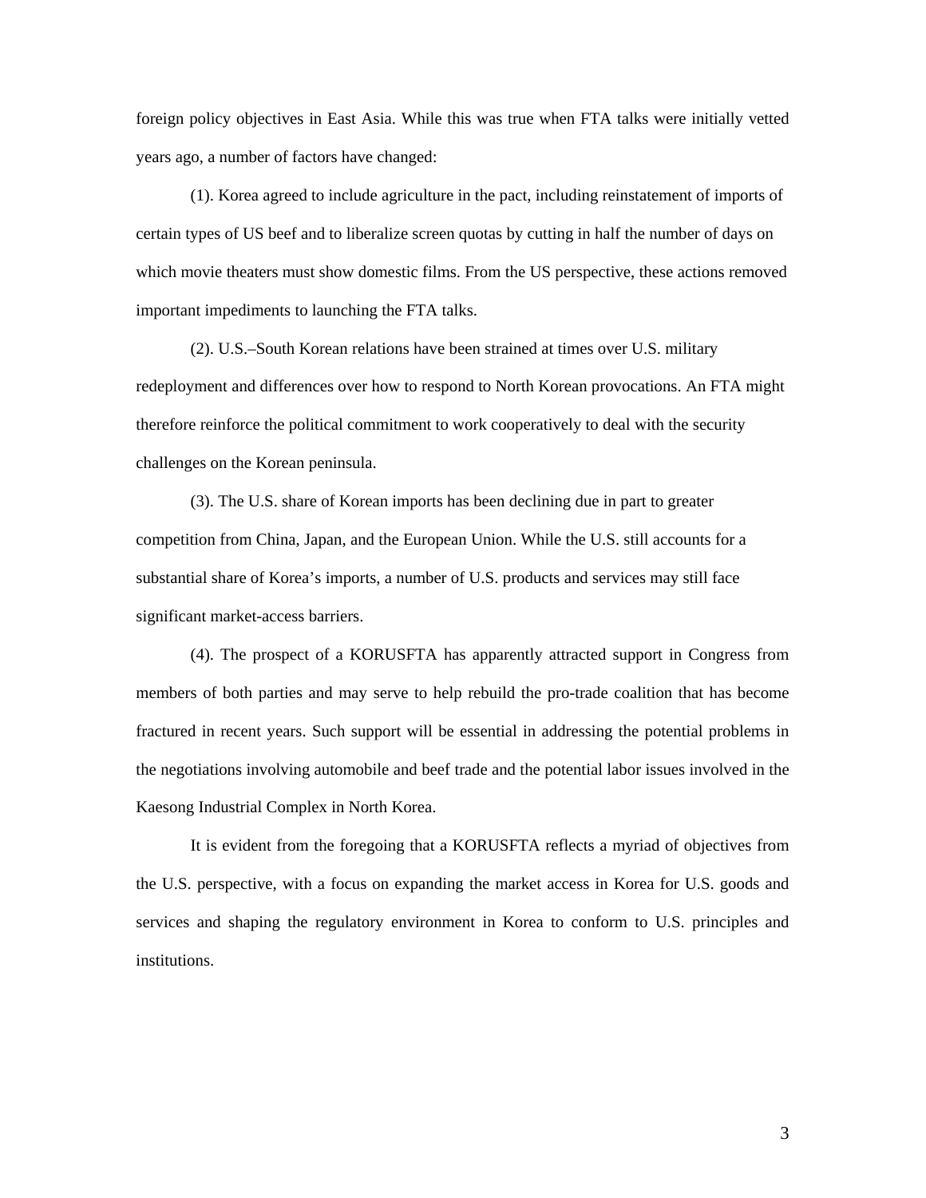foreign policy objectives in East Asia. While this was true when FTA talks were initially vetted years ago, a number of factors have changed:

(1). Korea agreed to include agriculture in the pact, including reinstatement of imports of certain types of US beef and to liberalize screen quotas by cutting in half the number of days on which movie theaters must show domestic films. From the US perspective, these actions removed important impediments to launching the FTA talks.

(2). U.S.–South Korean relations have been strained at times over U.S. military redeployment and differences over how to respond to North Korean provocations. An FTA might therefore reinforce the political commitment to work cooperatively to deal with the security challenges on the Korean peninsula.

(3). The U.S. share of Korean imports has been declining due in part to greater competition from China, Japan, and the European Union. While the U.S. still accounts for a substantial share of Korea's imports, a number of U.S. products and services may still face significant market-access barriers.

(4). The prospect of a KORUSFTA has apparently attracted support in Congress from members of both parties and may serve to help rebuild the pro-trade coalition that has become fractured in recent years. Such support will be essential in addressing the potential problems in the negotiations involving automobile and beef trade and the potential labor issues involved in the Kaesong Industrial Complex in North Korea.

It is evident from the foregoing that a KORUSFTA reflects a myriad of objectives from the U.S. perspective, with a focus on expanding the market access in Korea for U.S. goods and services and shaping the regulatory environment in Korea to conform to U.S. principles and institutions.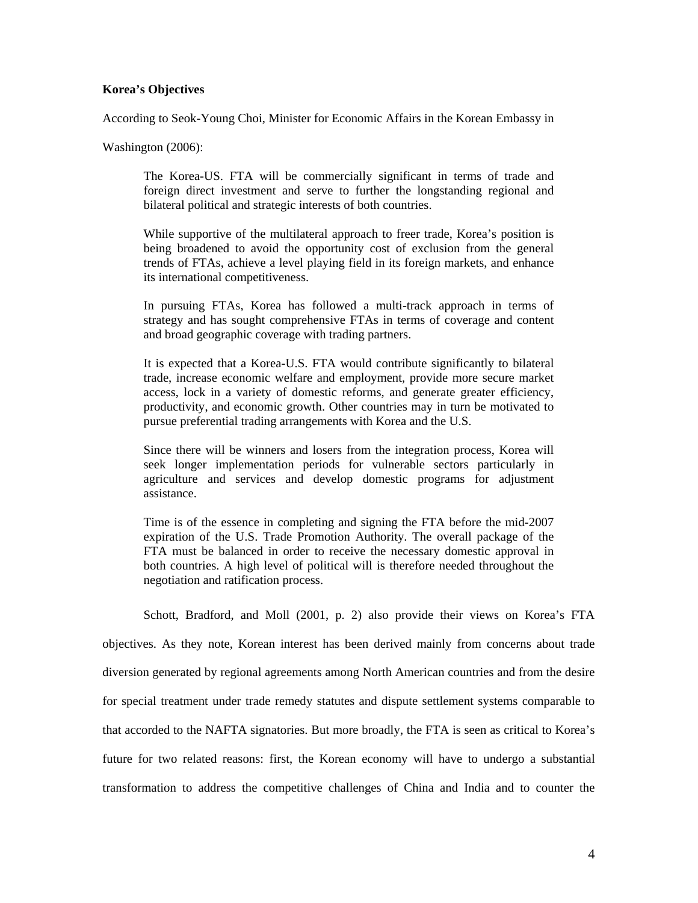**Korea's Objectives**

According to Seok-Young Choi, Minister for Economic Affairs in the Korean Embassy in Washington (2006):

> The Korea-US. FTA will be commercially significant in terms of trade and foreign direct investment and serve to further the longstanding regional and bilateral political and strategic interests of both countries.
>
> While supportive of the multilateral approach to freer trade, Korea's position is being broadened to avoid the opportunity cost of exclusion from the general trends of FTAs, achieve a level playing field in its foreign markets, and enhance its international competitiveness.
>
> In pursuing FTAs, Korea has followed a multi-track approach in terms of strategy and has sought comprehensive FTAs in terms of coverage and content and broad geographic coverage with trading partners.
>
> It is expected that a Korea-U.S. FTA would contribute significantly to bilateral trade, increase economic welfare and employment, provide more secure market access, lock in a variety of domestic reforms, and generate greater efficiency, productivity, and economic growth. Other countries may in turn be motivated to pursue preferential trading arrangements with Korea and the U.S.
>
> Since there will be winners and losers from the integration process, Korea will seek longer implementation periods for vulnerable sectors particularly in agriculture and services and develop domestic programs for adjustment assistance.
>
> Time is of the essence in completing and signing the FTA before the mid-2007 expiration of the U.S. Trade Promotion Authority. The overall package of the FTA must be balanced in order to receive the necessary domestic approval in both countries. A high level of political will is therefore needed throughout the negotiation and ratification process.

Schott, Bradford, and Moll (2001, p. 2) also provide their views on Korea's FTA objectives. As they note, Korean interest has been derived mainly from concerns about trade diversion generated by regional agreements among North American countries and from the desire for special treatment under trade remedy statutes and dispute settlement systems comparable to that accorded to the NAFTA signatories. But more broadly, the FTA is seen as critical to Korea's future for two related reasons: first, the Korean economy will have to undergo a substantial transformation to address the competitive challenges of China and India and to counter the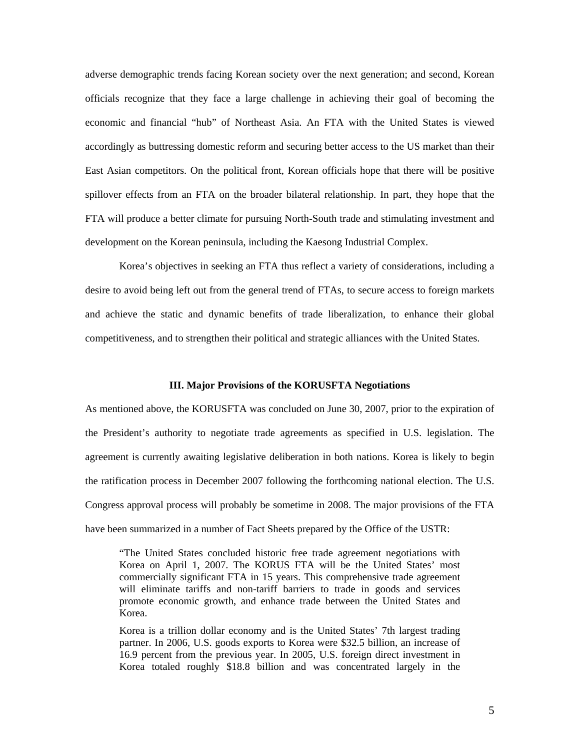adverse demographic trends facing Korean society over the next generation; and second, Korean officials recognize that they face a large challenge in achieving their goal of becoming the economic and financial "hub" of Northeast Asia. An FTA with the United States is viewed accordingly as buttressing domestic reform and securing better access to the US market than their East Asian competitors. On the political front, Korean officials hope that there will be positive spillover effects from an FTA on the broader bilateral relationship. In part, they hope that the FTA will produce a better climate for pursuing North-South trade and stimulating investment and development on the Korean peninsula, including the Kaesong Industrial Complex.

Korea's objectives in seeking an FTA thus reflect a variety of considerations, including a desire to avoid being left out from the general trend of FTAs, to secure access to foreign markets and achieve the static and dynamic benefits of trade liberalization, to enhance their global competitiveness, and to strengthen their political and strategic alliances with the United States.

## III. Major Provisions of the KORUSFTA Negotiations

As mentioned above, the KORUSFTA was concluded on June 30, 2007, prior to the expiration of the President's authority to negotiate trade agreements as specified in U.S. legislation. The agreement is currently awaiting legislative deliberation in both nations. Korea is likely to begin the ratification process in December 2007 following the forthcoming national election. The U.S. Congress approval process will probably be sometime in 2008. The major provisions of the FTA have been summarized in a number of Fact Sheets prepared by the Office of the USTR:

> "The United States concluded historic free trade agreement negotiations with Korea on April 1, 2007. The KORUS FTA will be the United States' most commercially significant FTA in 15 years. This comprehensive trade agreement will eliminate tariffs and non-tariff barriers to trade in goods and services promote economic growth, and enhance trade between the United States and Korea.
>
> Korea is a trillion dollar economy and is the United States' 7th largest trading partner. In 2006, U.S. goods exports to Korea were $32.5 billion, an increase of 16.9 percent from the previous year. In 2005, U.S. foreign direct investment in Korea totaled roughly $18.8 billion and was concentrated largely in the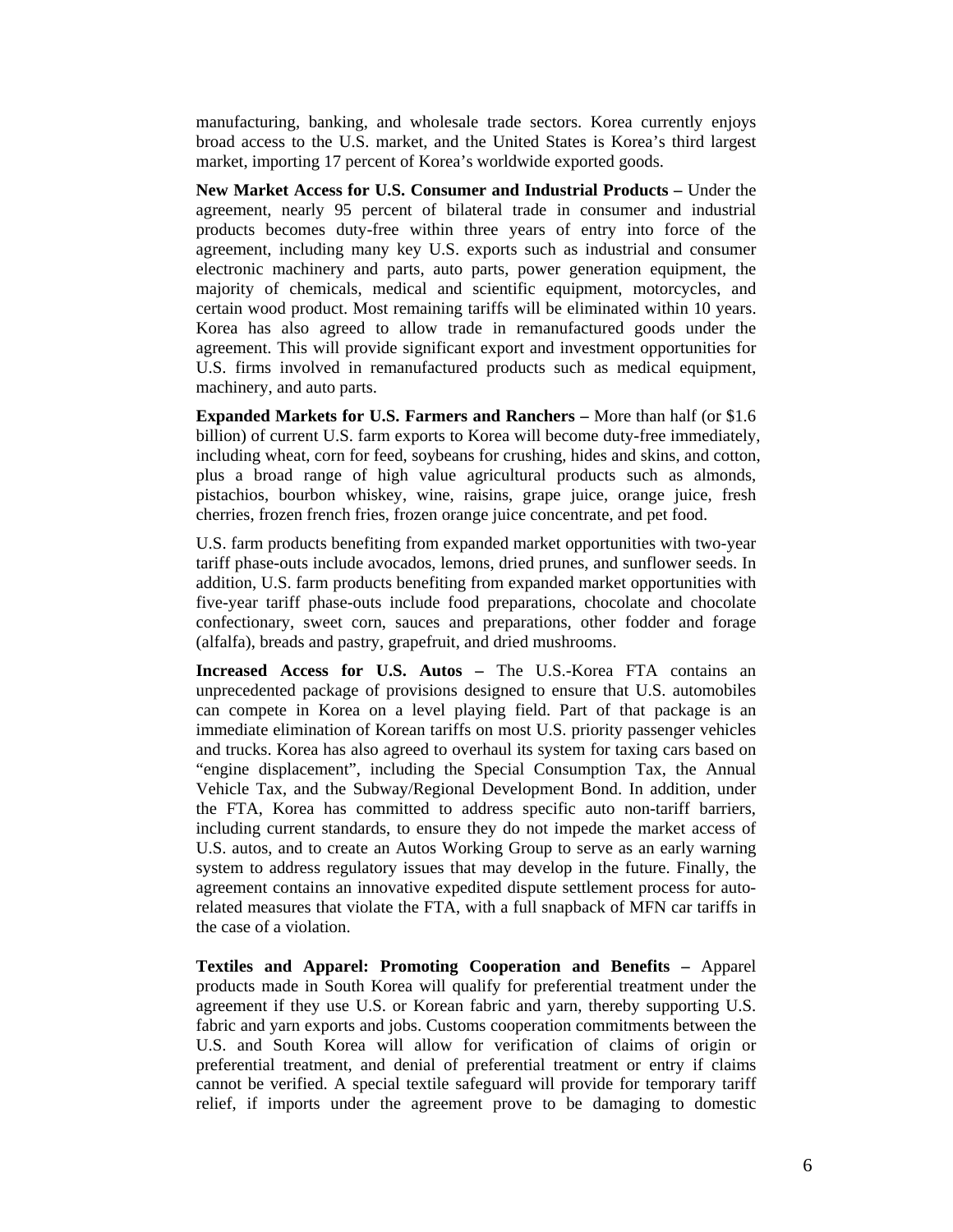manufacturing, banking, and wholesale trade sectors. Korea currently enjoys broad access to the U.S. market, and the United States is Korea's third largest market, importing 17 percent of Korea's worldwide exported goods.

**New Market Access for U.S. Consumer and Industrial Products –** Under the agreement, nearly 95 percent of bilateral trade in consumer and industrial products becomes duty-free within three years of entry into force of the agreement, including many key U.S. exports such as industrial and consumer electronic machinery and parts, auto parts, power generation equipment, the majority of chemicals, medical and scientific equipment, motorcycles, and certain wood product. Most remaining tariffs will be eliminated within 10 years. Korea has also agreed to allow trade in remanufactured goods under the agreement. This will provide significant export and investment opportunities for U.S. firms involved in remanufactured products such as medical equipment, machinery, and auto parts.

**Expanded Markets for U.S. Farmers and Ranchers –** More than half (or $1.6 billion) of current U.S. farm exports to Korea will become duty-free immediately, including wheat, corn for feed, soybeans for crushing, hides and skins, and cotton, plus a broad range of high value agricultural products such as almonds, pistachios, bourbon whiskey, wine, raisins, grape juice, orange juice, fresh cherries, frozen french fries, frozen orange juice concentrate, and pet food.

U.S. farm products benefiting from expanded market opportunities with two-year tariff phase-outs include avocados, lemons, dried prunes, and sunflower seeds. In addition, U.S. farm products benefiting from expanded market opportunities with five-year tariff phase-outs include food preparations, chocolate and chocolate confectionary, sweet corn, sauces and preparations, other fodder and forage (alfalfa), breads and pastry, grapefruit, and dried mushrooms.

**Increased Access for U.S. Autos –** The U.S.-Korea FTA contains an unprecedented package of provisions designed to ensure that U.S. automobiles can compete in Korea on a level playing field. Part of that package is an immediate elimination of Korean tariffs on most U.S. priority passenger vehicles and trucks. Korea has also agreed to overhaul its system for taxing cars based on "engine displacement", including the Special Consumption Tax, the Annual Vehicle Tax, and the Subway/Regional Development Bond. In addition, under the FTA, Korea has committed to address specific auto non-tariff barriers, including current standards, to ensure they do not impede the market access of U.S. autos, and to create an Autos Working Group to serve as an early warning system to address regulatory issues that may develop in the future. Finally, the agreement contains an innovative expedited dispute settlement process for auto-related measures that violate the FTA, with a full snapback of MFN car tariffs in the case of a violation.

**Textiles and Apparel: Promoting Cooperation and Benefits –** Apparel products made in South Korea will qualify for preferential treatment under the agreement if they use U.S. or Korean fabric and yarn, thereby supporting U.S. fabric and yarn exports and jobs. Customs cooperation commitments between the U.S. and South Korea will allow for verification of claims of origin or preferential treatment, and denial of preferential treatment or entry if claims cannot be verified. A special textile safeguard will provide for temporary tariff relief, if imports under the agreement prove to be damaging to domestic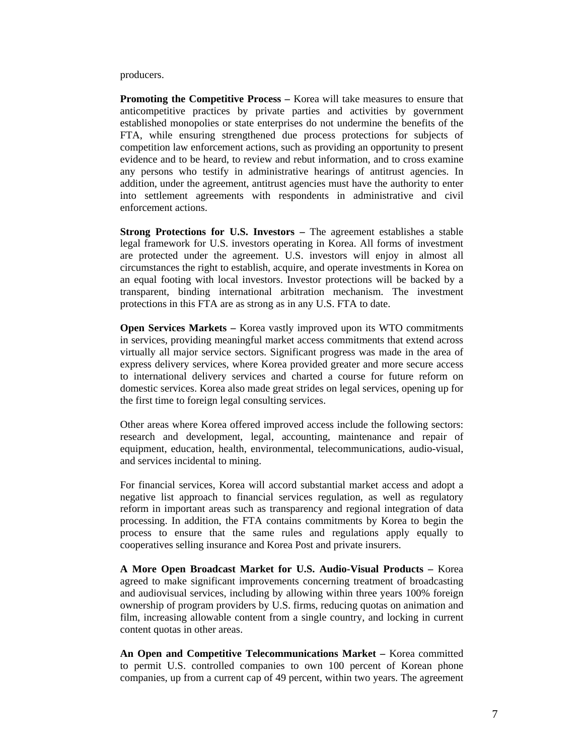producers.

**Promoting the Competitive Process –** Korea will take measures to ensure that anticompetitive practices by private parties and activities by government established monopolies or state enterprises do not undermine the benefits of the FTA, while ensuring strengthened due process protections for subjects of competition law enforcement actions, such as providing an opportunity to present evidence and to be heard, to review and rebut information, and to cross examine any persons who testify in administrative hearings of antitrust agencies. In addition, under the agreement, antitrust agencies must have the authority to enter into settlement agreements with respondents in administrative and civil enforcement actions.

**Strong Protections for U.S. Investors –** The agreement establishes a stable legal framework for U.S. investors operating in Korea. All forms of investment are protected under the agreement. U.S. investors will enjoy in almost all circumstances the right to establish, acquire, and operate investments in Korea on an equal footing with local investors. Investor protections will be backed by a transparent, binding international arbitration mechanism. The investment protections in this FTA are as strong as in any U.S. FTA to date.

**Open Services Markets –** Korea vastly improved upon its WTO commitments in services, providing meaningful market access commitments that extend across virtually all major service sectors. Significant progress was made in the area of express delivery services, where Korea provided greater and more secure access to international delivery services and charted a course for future reform on domestic services. Korea also made great strides on legal services, opening up for the first time to foreign legal consulting services.

Other areas where Korea offered improved access include the following sectors: research and development, legal, accounting, maintenance and repair of equipment, education, health, environmental, telecommunications, audio-visual, and services incidental to mining.

For financial services, Korea will accord substantial market access and adopt a negative list approach to financial services regulation, as well as regulatory reform in important areas such as transparency and regional integration of data processing. In addition, the FTA contains commitments by Korea to begin the process to ensure that the same rules and regulations apply equally to cooperatives selling insurance and Korea Post and private insurers.

**A More Open Broadcast Market for U.S. Audio-Visual Products –** Korea agreed to make significant improvements concerning treatment of broadcasting and audiovisual services, including by allowing within three years 100% foreign ownership of program providers by U.S. firms, reducing quotas on animation and film, increasing allowable content from a single country, and locking in current content quotas in other areas.

**An Open and Competitive Telecommunications Market –** Korea committed to permit U.S. controlled companies to own 100 percent of Korean phone companies, up from a current cap of 49 percent, within two years. The agreement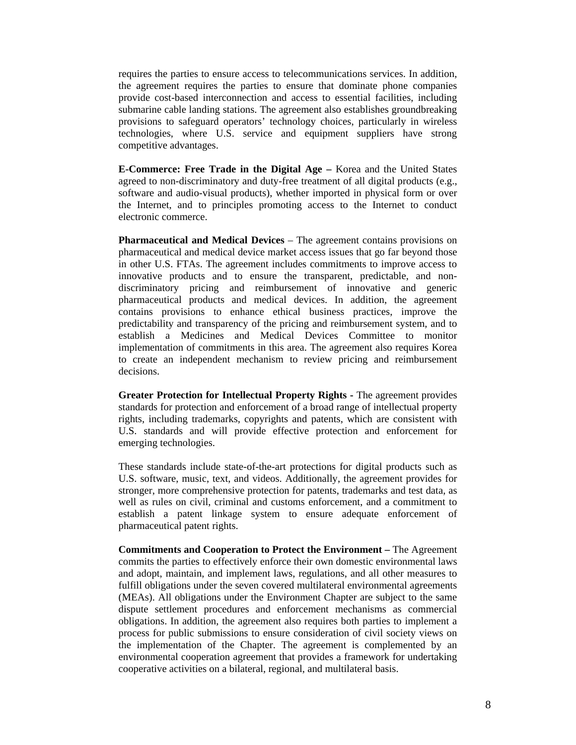requires the parties to ensure access to telecommunications services. In addition, the agreement requires the parties to ensure that dominate phone companies provide cost-based interconnection and access to essential facilities, including submarine cable landing stations. The agreement also establishes groundbreaking provisions to safeguard operators' technology choices, particularly in wireless technologies, where U.S. service and equipment suppliers have strong competitive advantages.

**E-Commerce: Free Trade in the Digital Age –** Korea and the United States agreed to non-discriminatory and duty-free treatment of all digital products (e.g., software and audio-visual products), whether imported in physical form or over the Internet, and to principles promoting access to the Internet to conduct electronic commerce.

**Pharmaceutical and Medical Devices** – The agreement contains provisions on pharmaceutical and medical device market access issues that go far beyond those in other U.S. FTAs. The agreement includes commitments to improve access to innovative products and to ensure the transparent, predictable, and non-discriminatory pricing and reimbursement of innovative and generic pharmaceutical products and medical devices. In addition, the agreement contains provisions to enhance ethical business practices, improve the predictability and transparency of the pricing and reimbursement system, and to establish a Medicines and Medical Devices Committee to monitor implementation of commitments in this area. The agreement also requires Korea to create an independent mechanism to review pricing and reimbursement decisions.

**Greater Protection for Intellectual Property Rights -** The agreement provides standards for protection and enforcement of a broad range of intellectual property rights, including trademarks, copyrights and patents, which are consistent with U.S. standards and will provide effective protection and enforcement for emerging technologies.

These standards include state-of-the-art protections for digital products such as U.S. software, music, text, and videos. Additionally, the agreement provides for stronger, more comprehensive protection for patents, trademarks and test data, as well as rules on civil, criminal and customs enforcement, and a commitment to establish a patent linkage system to ensure adequate enforcement of pharmaceutical patent rights.

**Commitments and Cooperation to Protect the Environment –** The Agreement commits the parties to effectively enforce their own domestic environmental laws and adopt, maintain, and implement laws, regulations, and all other measures to fulfill obligations under the seven covered multilateral environmental agreements (MEAs). All obligations under the Environment Chapter are subject to the same dispute settlement procedures and enforcement mechanisms as commercial obligations. In addition, the agreement also requires both parties to implement a process for public submissions to ensure consideration of civil society views on the implementation of the Chapter. The agreement is complemented by an environmental cooperation agreement that provides a framework for undertaking cooperative activities on a bilateral, regional, and multilateral basis.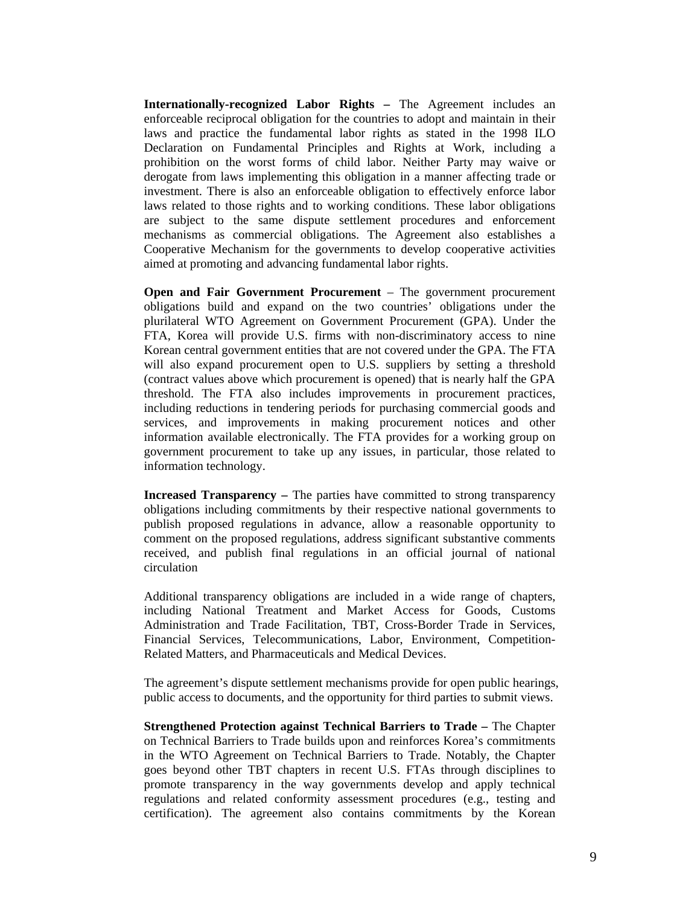**Internationally-recognized Labor Rights –** The Agreement includes an enforceable reciprocal obligation for the countries to adopt and maintain in their laws and practice the fundamental labor rights as stated in the 1998 ILO Declaration on Fundamental Principles and Rights at Work, including a prohibition on the worst forms of child labor. Neither Party may waive or derogate from laws implementing this obligation in a manner affecting trade or investment. There is also an enforceable obligation to effectively enforce labor laws related to those rights and to working conditions. These labor obligations are subject to the same dispute settlement procedures and enforcement mechanisms as commercial obligations. The Agreement also establishes a Cooperative Mechanism for the governments to develop cooperative activities aimed at promoting and advancing fundamental labor rights.

**Open and Fair Government Procurement** – The government procurement obligations build and expand on the two countries' obligations under the plurilateral WTO Agreement on Government Procurement (GPA). Under the FTA, Korea will provide U.S. firms with non-discriminatory access to nine Korean central government entities that are not covered under the GPA. The FTA will also expand procurement open to U.S. suppliers by setting a threshold (contract values above which procurement is opened) that is nearly half the GPA threshold. The FTA also includes improvements in procurement practices, including reductions in tendering periods for purchasing commercial goods and services, and improvements in making procurement notices and other information available electronically. The FTA provides for a working group on government procurement to take up any issues, in particular, those related to information technology.

**Increased Transparency –** The parties have committed to strong transparency obligations including commitments by their respective national governments to publish proposed regulations in advance, allow a reasonable opportunity to comment on the proposed regulations, address significant substantive comments received, and publish final regulations in an official journal of national circulation

Additional transparency obligations are included in a wide range of chapters, including National Treatment and Market Access for Goods, Customs Administration and Trade Facilitation, TBT, Cross-Border Trade in Services, Financial Services, Telecommunications, Labor, Environment, Competition-Related Matters, and Pharmaceuticals and Medical Devices.

The agreement's dispute settlement mechanisms provide for open public hearings, public access to documents, and the opportunity for third parties to submit views.

**Strengthened Protection against Technical Barriers to Trade –** The Chapter on Technical Barriers to Trade builds upon and reinforces Korea's commitments in the WTO Agreement on Technical Barriers to Trade. Notably, the Chapter goes beyond other TBT chapters in recent U.S. FTAs through disciplines to promote transparency in the way governments develop and apply technical regulations and related conformity assessment procedures (e.g., testing and certification). The agreement also contains commitments by the Korean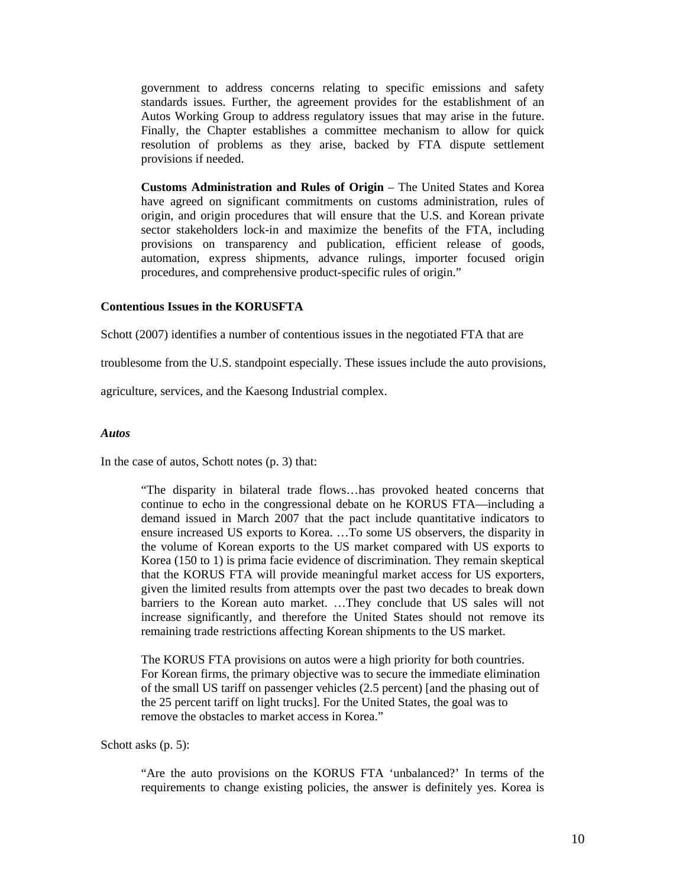> government to address concerns relating to specific emissions and safety standards issues. Further, the agreement provides for the establishment of an Autos Working Group to address regulatory issues that may arise in the future. Finally, the Chapter establishes a committee mechanism to allow for quick resolution of problems as they arise, backed by FTA dispute settlement provisions if needed.
>
> **Customs Administration and Rules of Origin** – The United States and Korea have agreed on significant commitments on customs administration, rules of origin, and origin procedures that will ensure that the U.S. and Korean private sector stakeholders lock-in and maximize the benefits of the FTA, including provisions on transparency and publication, efficient release of goods, automation, express shipments, advance rulings, importer focused origin procedures, and comprehensive product-specific rules of origin."

**Contentious Issues in the KORUSFTA**

Schott (2007) identifies a number of contentious issues in the negotiated FTA that are troublesome from the U.S. standpoint especially. These issues include the auto provisions, agriculture, services, and the Kaesong Industrial complex.

***Autos***

In the case of autos, Schott notes (p. 3) that:

> "The disparity in bilateral trade flows…has provoked heated concerns that continue to echo in the congressional debate on he KORUS FTA—including a demand issued in March 2007 that the pact include quantitative indicators to ensure increased US exports to Korea. …To some US observers, the disparity in the volume of Korean exports to the US market compared with US exports to Korea (150 to 1) is prima facie evidence of discrimination. They remain skeptical that the KORUS FTA will provide meaningful market access for US exporters, given the limited results from attempts over the past two decades to break down barriers to the Korean auto market. …They conclude that US sales will not increase significantly, and therefore the United States should not remove its remaining trade restrictions affecting Korean shipments to the US market.
>
> The KORUS FTA provisions on autos were a high priority for both countries. For Korean firms, the primary objective was to secure the immediate elimination of the small US tariff on passenger vehicles (2.5 percent) [and the phasing out of the 25 percent tariff on light trucks]. For the United States, the goal was to remove the obstacles to market access in Korea."

Schott asks (p. 5):

> "Are the auto provisions on the KORUS FTA 'unbalanced?' In terms of the requirements to change existing policies, the answer is definitely yes. Korea is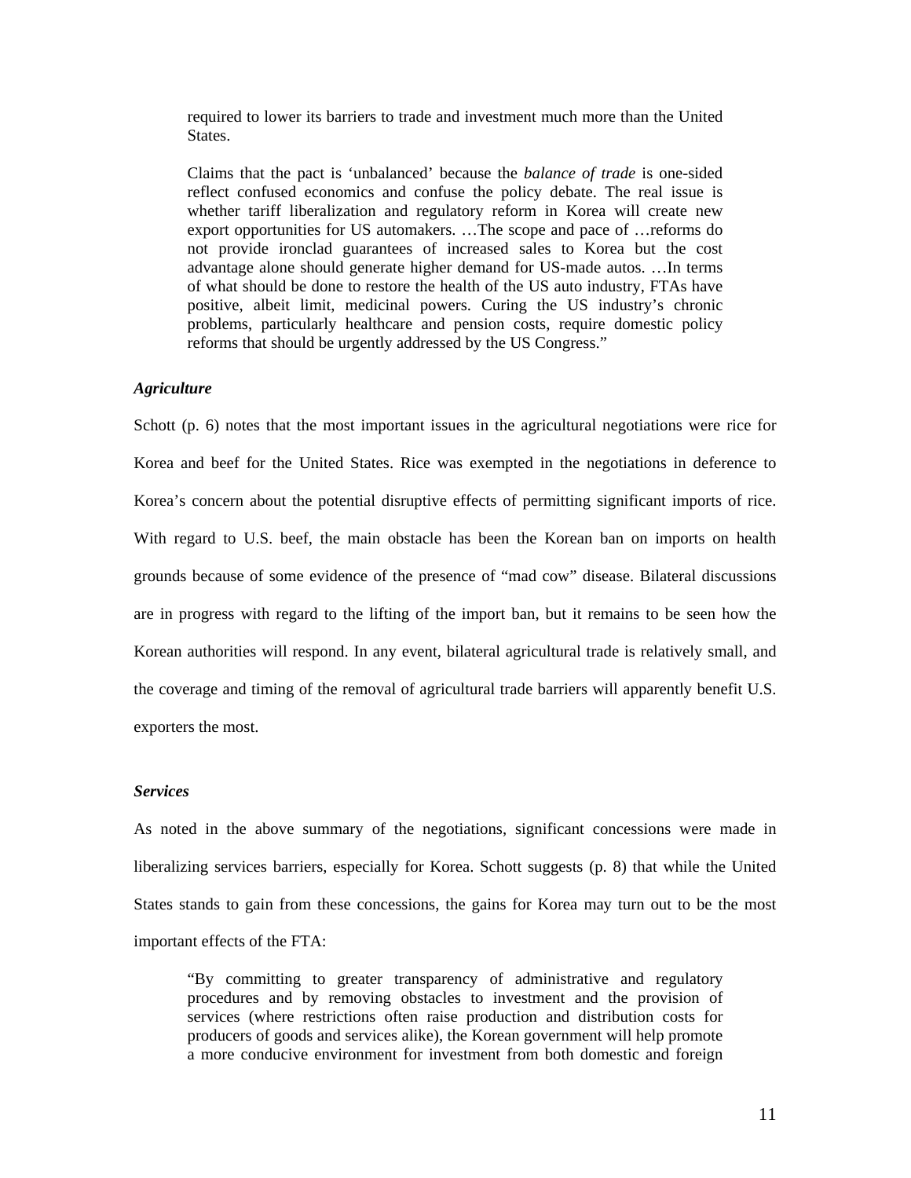> required to lower its barriers to trade and investment much more than the United States.
>
> Claims that the pact is 'unbalanced' because the *balance of trade* is one-sided reflect confused economics and confuse the policy debate. The real issue is whether tariff liberalization and regulatory reform in Korea will create new export opportunities for US automakers. …The scope and pace of …reforms do not provide ironclad guarantees of increased sales to Korea but the cost advantage alone should generate higher demand for US-made autos. …In terms of what should be done to restore the health of the US auto industry, FTAs have positive, albeit limit, medicinal powers. Curing the US industry's chronic problems, particularly healthcare and pension costs, require domestic policy reforms that should be urgently addressed by the US Congress."

***Agriculture***

Schott (p. 6) notes that the most important issues in the agricultural negotiations were rice for Korea and beef for the United States. Rice was exempted in the negotiations in deference to Korea's concern about the potential disruptive effects of permitting significant imports of rice. With regard to U.S. beef, the main obstacle has been the Korean ban on imports on health grounds because of some evidence of the presence of "mad cow" disease. Bilateral discussions are in progress with regard to the lifting of the import ban, but it remains to be seen how the Korean authorities will respond. In any event, bilateral agricultural trade is relatively small, and the coverage and timing of the removal of agricultural trade barriers will apparently benefit U.S. exporters the most.

***Services***

As noted in the above summary of the negotiations, significant concessions were made in liberalizing services barriers, especially for Korea. Schott suggests (p. 8) that while the United States stands to gain from these concessions, the gains for Korea may turn out to be the most important effects of the FTA:

> "By committing to greater transparency of administrative and regulatory procedures and by removing obstacles to investment and the provision of services (where restrictions often raise production and distribution costs for producers of goods and services alike), the Korean government will help promote a more conducive environment for investment from both domestic and foreign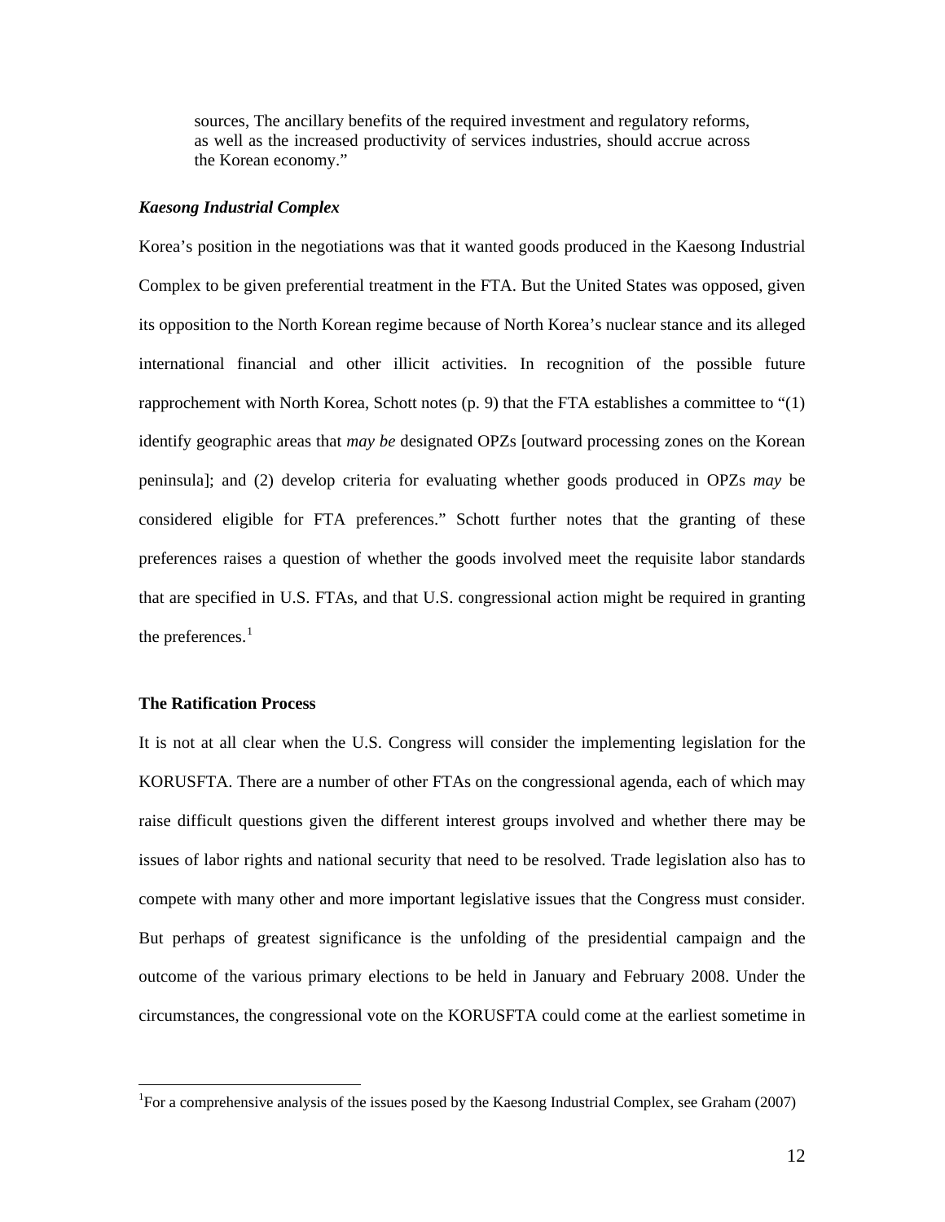sources, The ancillary benefits of the required investment and regulatory reforms, as well as the increased productivity of services industries, should accrue across the Korean economy."

***Kaesong Industrial Complex***

Korea's position in the negotiations was that it wanted goods produced in the Kaesong Industrial Complex to be given preferential treatment in the FTA. But the United States was opposed, given its opposition to the North Korean regime because of North Korea's nuclear stance and its alleged international financial and other illicit activities. In recognition of the possible future rapprochement with North Korea, Schott notes (p. 9) that the FTA establishes a committee to "(1) identify geographic areas that *may be* designated OPZs [outward processing zones on the Korean peninsula]; and (2) develop criteria for evaluating whether goods produced in OPZs *may* be considered eligible for FTA preferences." Schott further notes that the granting of these preferences raises a question of whether the goods involved meet the requisite labor standards that are specified in U.S. FTAs, and that U.S. congressional action might be required in granting the preferences.[1]

**The Ratification Process**

It is not at all clear when the U.S. Congress will consider the implementing legislation for the KORUSFTA. There are a number of other FTAs on the congressional agenda, each of which may raise difficult questions given the different interest groups involved and whether there may be issues of labor rights and national security that need to be resolved. Trade legislation also has to compete with many other and more important legislative issues that the Congress must consider. But perhaps of greatest significance is the unfolding of the presidential campaign and the outcome of the various primary elections to be held in January and February 2008. Under the circumstances, the congressional vote on the KORUSFTA could come at the earliest sometime in

[1] For a comprehensive analysis of the issues posed by the Kaesong Industrial Complex, see Graham (2007)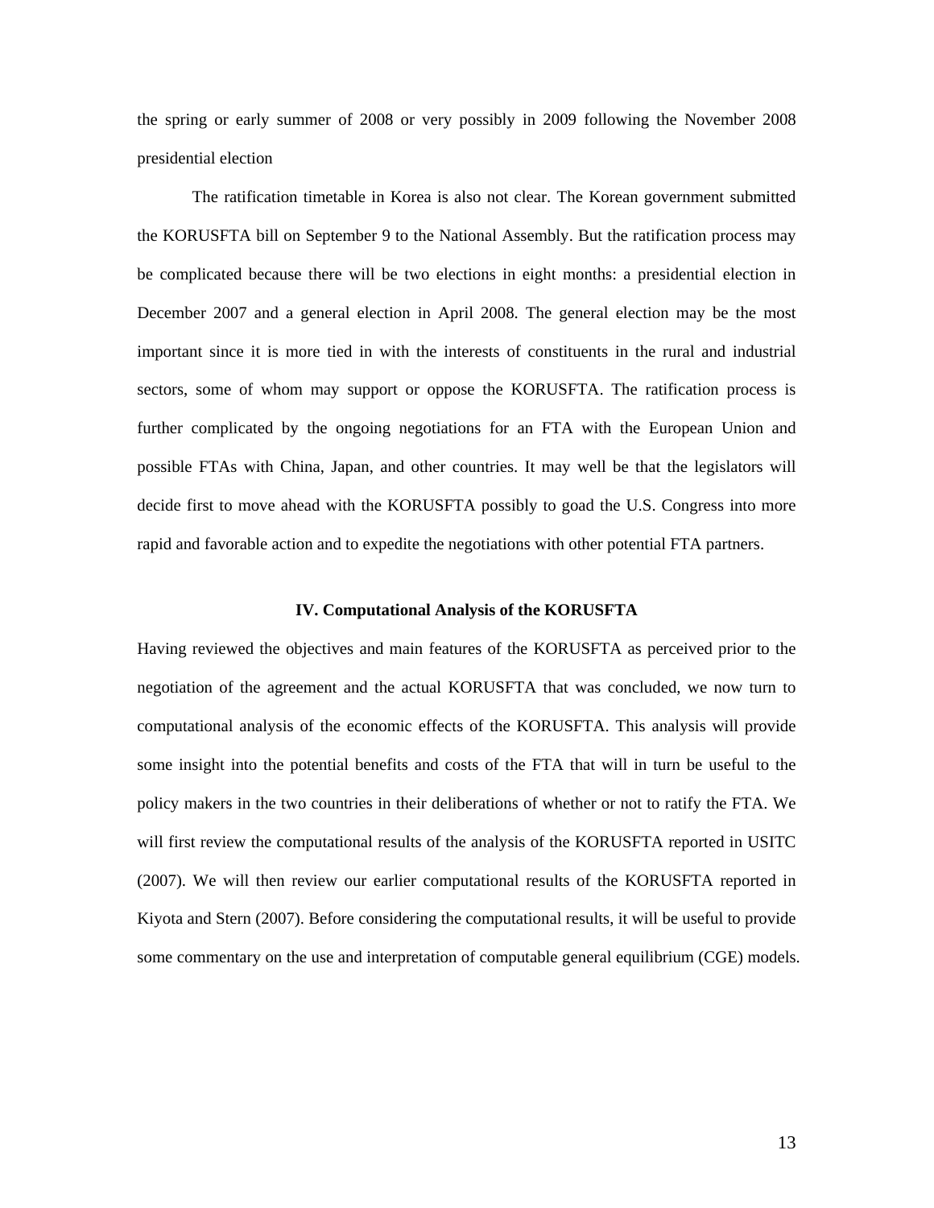the spring or early summer of 2008 or very possibly in 2009 following the November 2008 presidential election

The ratification timetable in Korea is also not clear. The Korean government submitted the KORUSFTA bill on September 9 to the National Assembly. But the ratification process may be complicated because there will be two elections in eight months: a presidential election in December 2007 and a general election in April 2008. The general election may be the most important since it is more tied in with the interests of constituents in the rural and industrial sectors, some of whom may support or oppose the KORUSFTA. The ratification process is further complicated by the ongoing negotiations for an FTA with the European Union and possible FTAs with China, Japan, and other countries. It may well be that the legislators will decide first to move ahead with the KORUSFTA possibly to goad the U.S. Congress into more rapid and favorable action and to expedite the negotiations with other potential FTA partners.

## IV. Computational Analysis of the KORUSFTA

Having reviewed the objectives and main features of the KORUSFTA as perceived prior to the negotiation of the agreement and the actual KORUSFTA that was concluded, we now turn to computational analysis of the economic effects of the KORUSFTA. This analysis will provide some insight into the potential benefits and costs of the FTA that will in turn be useful to the policy makers in the two countries in their deliberations of whether or not to ratify the FTA. We will first review the computational results of the analysis of the KORUSFTA reported in USITC (2007). We will then review our earlier computational results of the KORUSFTA reported in Kiyota and Stern (2007). Before considering the computational results, it will be useful to provide some commentary on the use and interpretation of computable general equilibrium (CGE) models.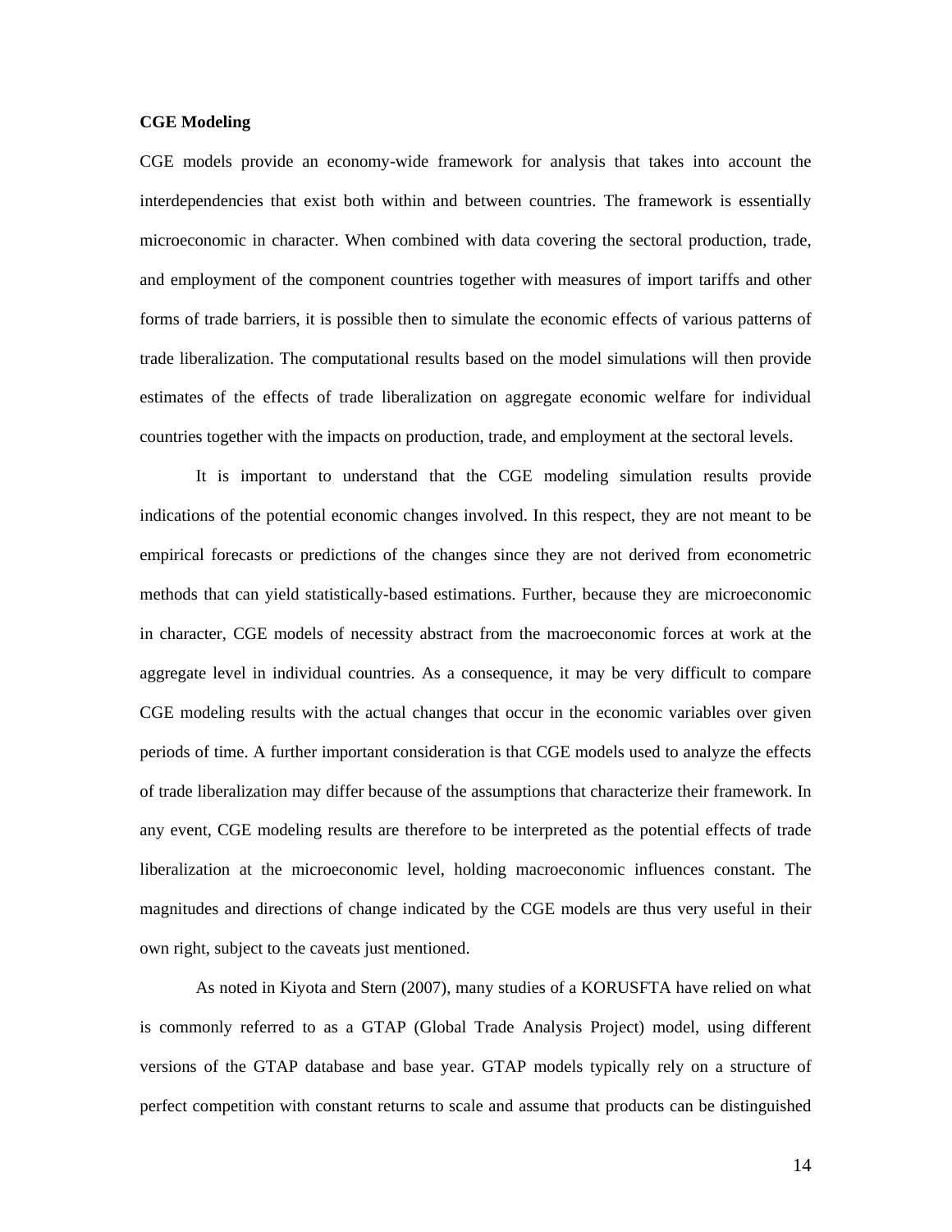**CGE Modeling**

CGE models provide an economy-wide framework for analysis that takes into account the interdependencies that exist both within and between countries. The framework is essentially microeconomic in character. When combined with data covering the sectoral production, trade, and employment of the component countries together with measures of import tariffs and other forms of trade barriers, it is possible then to simulate the economic effects of various patterns of trade liberalization. The computational results based on the model simulations will then provide estimates of the effects of trade liberalization on aggregate economic welfare for individual countries together with the impacts on production, trade, and employment at the sectoral levels.

It is important to understand that the CGE modeling simulation results provide indications of the potential economic changes involved. In this respect, they are not meant to be empirical forecasts or predictions of the changes since they are not derived from econometric methods that can yield statistically-based estimations. Further, because they are microeconomic in character, CGE models of necessity abstract from the macroeconomic forces at work at the aggregate level in individual countries. As a consequence, it may be very difficult to compare CGE modeling results with the actual changes that occur in the economic variables over given periods of time. A further important consideration is that CGE models used to analyze the effects of trade liberalization may differ because of the assumptions that characterize their framework. In any event, CGE modeling results are therefore to be interpreted as the potential effects of trade liberalization at the microeconomic level, holding macroeconomic influences constant. The magnitudes and directions of change indicated by the CGE models are thus very useful in their own right, subject to the caveats just mentioned.

As noted in Kiyota and Stern (2007), many studies of a KORUSFTA have relied on what is commonly referred to as a GTAP (Global Trade Analysis Project) model, using different versions of the GTAP database and base year. GTAP models typically rely on a structure of perfect competition with constant returns to scale and assume that products can be distinguished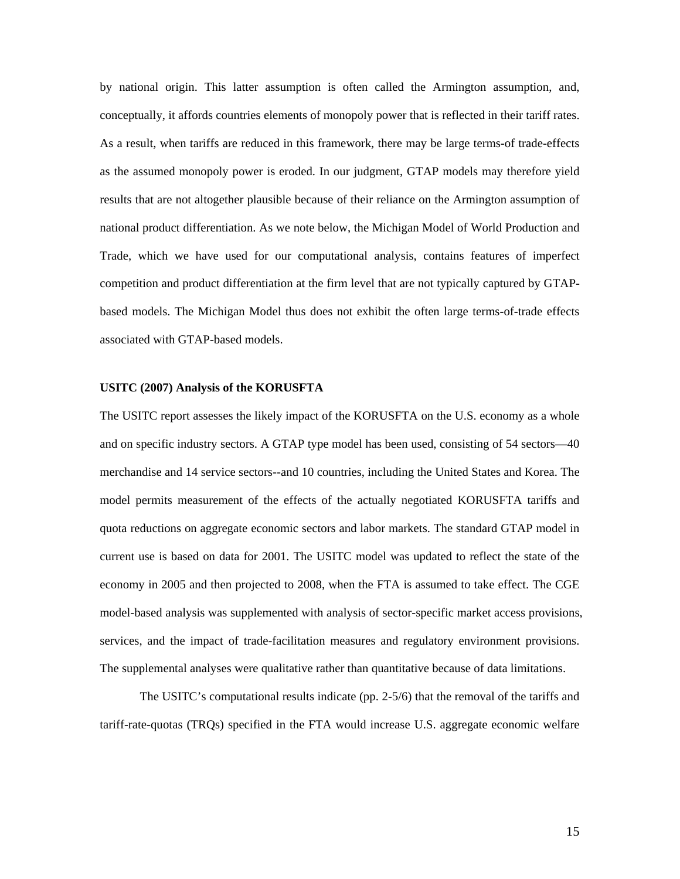by national origin. This latter assumption is often called the Armington assumption, and, conceptually, it affords countries elements of monopoly power that is reflected in their tariff rates. As a result, when tariffs are reduced in this framework, there may be large terms-of trade-effects as the assumed monopoly power is eroded. In our judgment, GTAP models may therefore yield results that are not altogether plausible because of their reliance on the Armington assumption of national product differentiation. As we note below, the Michigan Model of World Production and Trade, which we have used for our computational analysis, contains features of imperfect competition and product differentiation at the firm level that are not typically captured by GTAP-based models. The Michigan Model thus does not exhibit the often large terms-of-trade effects associated with GTAP-based models.

**USITC (2007) Analysis of the KORUSFTA**

The USITC report assesses the likely impact of the KORUSFTA on the U.S. economy as a whole and on specific industry sectors. A GTAP type model has been used, consisting of 54 sectors—40 merchandise and 14 service sectors--and 10 countries, including the United States and Korea. The model permits measurement of the effects of the actually negotiated KORUSFTA tariffs and quota reductions on aggregate economic sectors and labor markets. The standard GTAP model in current use is based on data for 2001. The USITC model was updated to reflect the state of the economy in 2005 and then projected to 2008, when the FTA is assumed to take effect. The CGE model-based analysis was supplemented with analysis of sector-specific market access provisions, services, and the impact of trade-facilitation measures and regulatory environment provisions. The supplemental analyses were qualitative rather than quantitative because of data limitations.

The USITC's computational results indicate (pp. 2-5/6) that the removal of the tariffs and tariff-rate-quotas (TRQs) specified in the FTA would increase U.S. aggregate economic welfare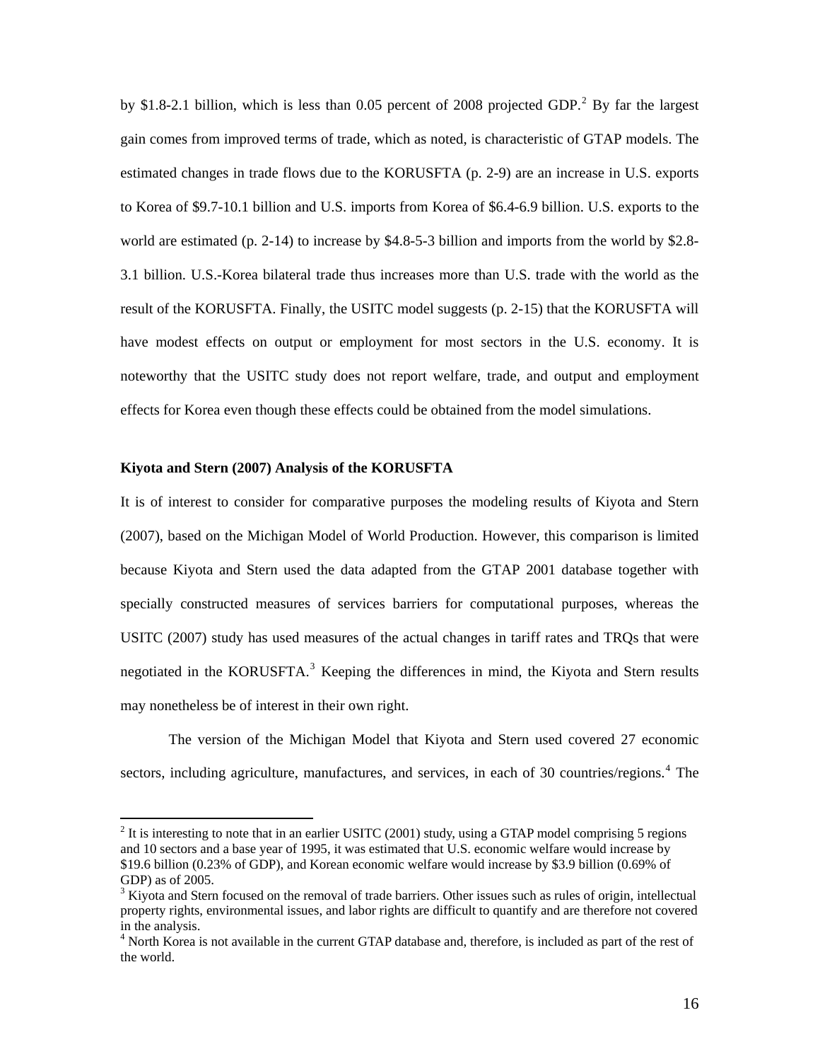by \$1.8-2.1 billion, which is less than 0.05 percent of 2008 projected GDP.[2] By far the largest gain comes from improved terms of trade, which as noted, is characteristic of GTAP models. The estimated changes in trade flows due to the KORUSFTA (p. 2-9) are an increase in U.S. exports to Korea of \$9.7-10.1 billion and U.S. imports from Korea of \$6.4-6.9 billion. U.S. exports to the world are estimated (p. 2-14) to increase by \$4.8-5-3 billion and imports from the world by \$2.8-3.1 billion. U.S.-Korea bilateral trade thus increases more than U.S. trade with the world as the result of the KORUSFTA. Finally, the USITC model suggests (p. 2-15) that the KORUSFTA will have modest effects on output or employment for most sectors in the U.S. economy. It is noteworthy that the USITC study does not report welfare, trade, and output and employment effects for Korea even though these effects could be obtained from the model simulations.

**Kiyota and Stern (2007) Analysis of the KORUSFTA**

It is of interest to consider for comparative purposes the modeling results of Kiyota and Stern (2007), based on the Michigan Model of World Production. However, this comparison is limited because Kiyota and Stern used the data adapted from the GTAP 2001 database together with specially constructed measures of services barriers for computational purposes, whereas the USITC (2007) study has used measures of the actual changes in tariff rates and TRQs that were negotiated in the KORUSFTA.[3] Keeping the differences in mind, the Kiyota and Stern results may nonetheless be of interest in their own right.

The version of the Michigan Model that Kiyota and Stern used covered 27 economic sectors, including agriculture, manufactures, and services, in each of 30 countries/regions.[4] The

---

[2] It is interesting to note that in an earlier USITC (2001) study, using a GTAP model comprising 5 regions and 10 sectors and a base year of 1995, it was estimated that U.S. economic welfare would increase by \$19.6 billion (0.23% of GDP), and Korean economic welfare would increase by \$3.9 billion (0.69% of GDP) as of 2005.

[3] Kiyota and Stern focused on the removal of trade barriers. Other issues such as rules of origin, intellectual property rights, environmental issues, and labor rights are difficult to quantify and are therefore not covered in the analysis.

[4] North Korea is not available in the current GTAP database and, therefore, is included as part of the rest of the world.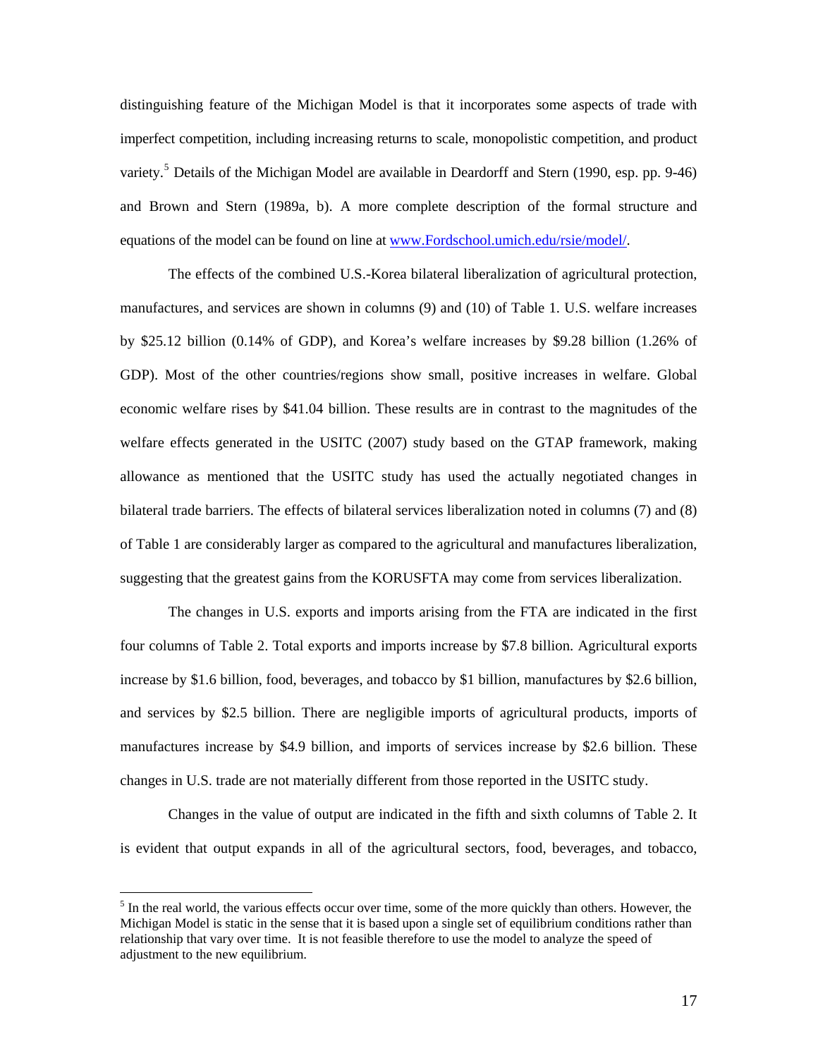distinguishing feature of the Michigan Model is that it incorporates some aspects of trade with imperfect competition, including increasing returns to scale, monopolistic competition, and product variety.[5] Details of the Michigan Model are available in Deardorff and Stern (1990, esp. pp. 9-46) and Brown and Stern (1989a, b). A more complete description of the formal structure and equations of the model can be found on line at [www.Fordschool.umich.edu/rsie/model/](http://www.Fordschool.umich.edu/rsie/model/).

The effects of the combined U.S.-Korea bilateral liberalization of agricultural protection, manufactures, and services are shown in columns (9) and (10) of Table 1. U.S. welfare increases by $25.12 billion (0.14% of GDP), and Korea's welfare increases by $9.28 billion (1.26% of GDP). Most of the other countries/regions show small, positive increases in welfare. Global economic welfare rises by $41.04 billion. These results are in contrast to the magnitudes of the welfare effects generated in the USITC (2007) study based on the GTAP framework, making allowance as mentioned that the USITC study has used the actually negotiated changes in bilateral trade barriers. The effects of bilateral services liberalization noted in columns (7) and (8) of Table 1 are considerably larger as compared to the agricultural and manufactures liberalization, suggesting that the greatest gains from the KORUSFTA may come from services liberalization.

The changes in U.S. exports and imports arising from the FTA are indicated in the first four columns of Table 2. Total exports and imports increase by $7.8 billion. Agricultural exports increase by $1.6 billion, food, beverages, and tobacco by $1 billion, manufactures by $2.6 billion, and services by $2.5 billion. There are negligible imports of agricultural products, imports of manufactures increase by $4.9 billion, and imports of services increase by $2.6 billion. These changes in U.S. trade are not materially different from those reported in the USITC study.

Changes in the value of output are indicated in the fifth and sixth columns of Table 2. It is evident that output expands in all of the agricultural sectors, food, beverages, and tobacco,

---

[5] In the real world, the various effects occur over time, some of the more quickly than others. However, the Michigan Model is static in the sense that it is based upon a single set of equilibrium conditions rather than relationship that vary over time. It is not feasible therefore to use the model to analyze the speed of adjustment to the new equilibrium.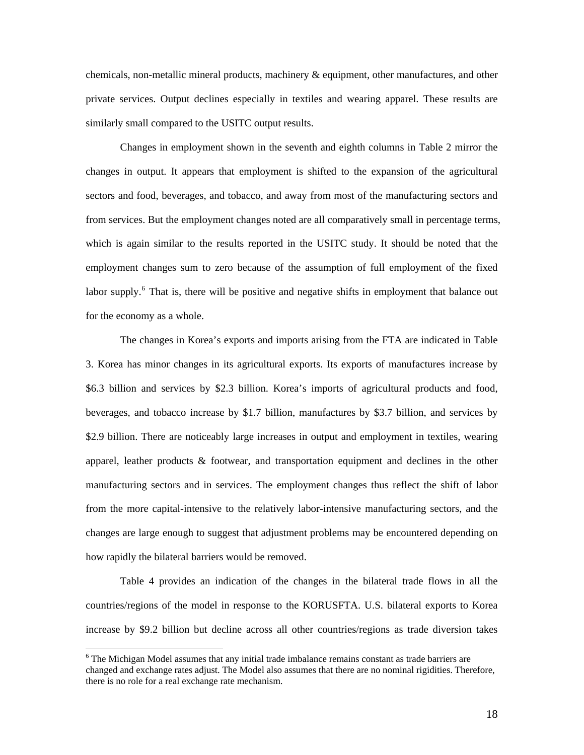chemicals, non-metallic mineral products, machinery & equipment, other manufactures, and other private services. Output declines especially in textiles and wearing apparel. These results are similarly small compared to the USITC output results.

Changes in employment shown in the seventh and eighth columns in Table 2 mirror the changes in output. It appears that employment is shifted to the expansion of the agricultural sectors and food, beverages, and tobacco, and away from most of the manufacturing sectors and from services. But the employment changes noted are all comparatively small in percentage terms, which is again similar to the results reported in the USITC study. It should be noted that the employment changes sum to zero because of the assumption of full employment of the fixed labor supply.[6] That is, there will be positive and negative shifts in employment that balance out for the economy as a whole.

The changes in Korea's exports and imports arising from the FTA are indicated in Table 3. Korea has minor changes in its agricultural exports. Its exports of manufactures increase by \$6.3 billion and services by \$2.3 billion. Korea's imports of agricultural products and food, beverages, and tobacco increase by \$1.7 billion, manufactures by \$3.7 billion, and services by \$2.9 billion. There are noticeably large increases in output and employment in textiles, wearing apparel, leather products & footwear, and transportation equipment and declines in the other manufacturing sectors and in services. The employment changes thus reflect the shift of labor from the more capital-intensive to the relatively labor-intensive manufacturing sectors, and the changes are large enough to suggest that adjustment problems may be encountered depending on how rapidly the bilateral barriers would be removed.

Table 4 provides an indication of the changes in the bilateral trade flows in all the countries/regions of the model in response to the KORUSFTA. U.S. bilateral exports to Korea increase by \$9.2 billion but decline across all other countries/regions as trade diversion takes

---

[6] The Michigan Model assumes that any initial trade imbalance remains constant as trade barriers are changed and exchange rates adjust. The Model also assumes that there are no nominal rigidities. Therefore, there is no role for a real exchange rate mechanism.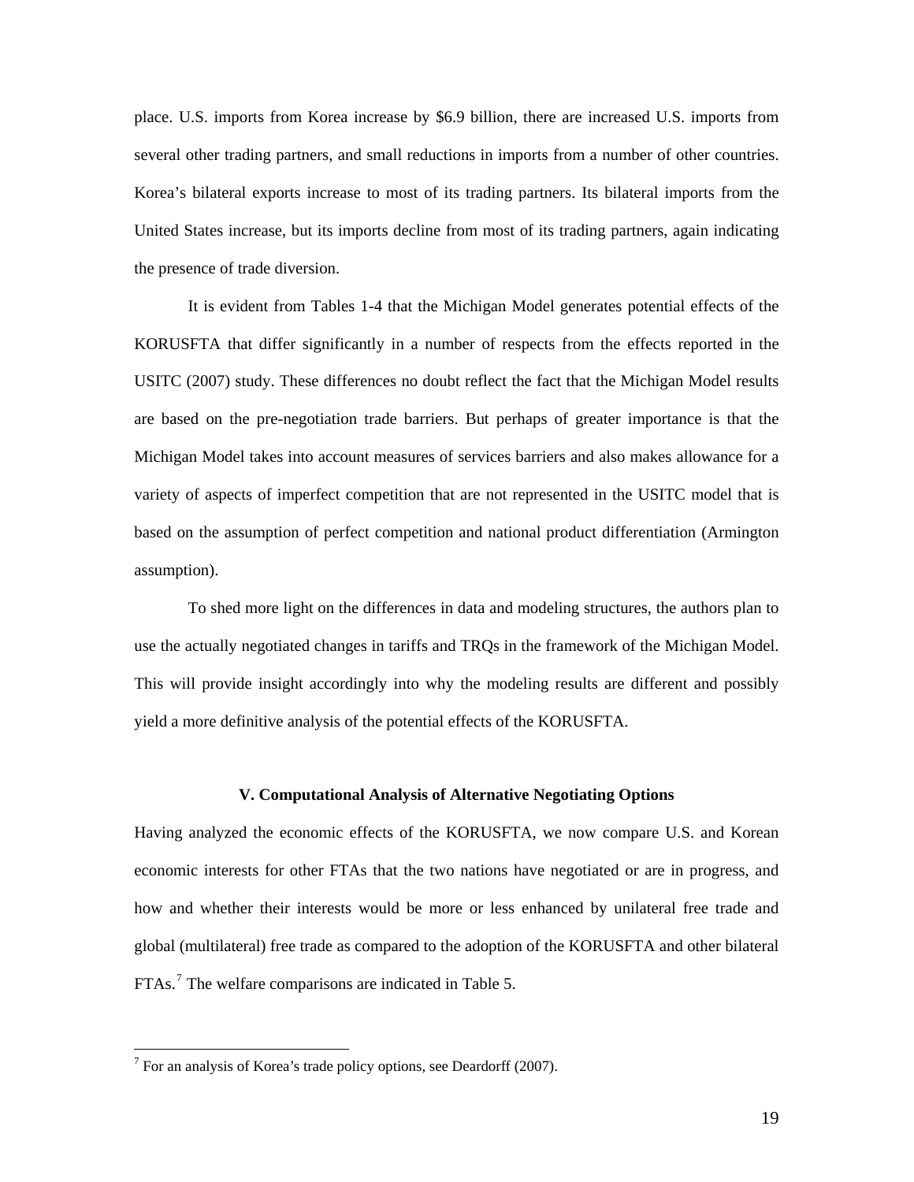place. U.S. imports from Korea increase by $6.9 billion, there are increased U.S. imports from several other trading partners, and small reductions in imports from a number of other countries. Korea's bilateral exports increase to most of its trading partners. Its bilateral imports from the United States increase, but its imports decline from most of its trading partners, again indicating the presence of trade diversion.

It is evident from Tables 1-4 that the Michigan Model generates potential effects of the KORUSFTA that differ significantly in a number of respects from the effects reported in the USITC (2007) study. These differences no doubt reflect the fact that the Michigan Model results are based on the pre-negotiation trade barriers. But perhaps of greater importance is that the Michigan Model takes into account measures of services barriers and also makes allowance for a variety of aspects of imperfect competition that are not represented in the USITC model that is based on the assumption of perfect competition and national product differentiation (Armington assumption).

To shed more light on the differences in data and modeling structures, the authors plan to use the actually negotiated changes in tariffs and TRQs in the framework of the Michigan Model. This will provide insight accordingly into why the modeling results are different and possibly yield a more definitive analysis of the potential effects of the KORUSFTA.

## V. Computational Analysis of Alternative Negotiating Options

Having analyzed the economic effects of the KORUSFTA, we now compare U.S. and Korean economic interests for other FTAs that the two nations have negotiated or are in progress, and how and whether their interests would be more or less enhanced by unilateral free trade and global (multilateral) free trade as compared to the adoption of the KORUSFTA and other bilateral FTAs.[7] The welfare comparisons are indicated in Table 5.

[7] For an analysis of Korea's trade policy options, see Deardorff (2007).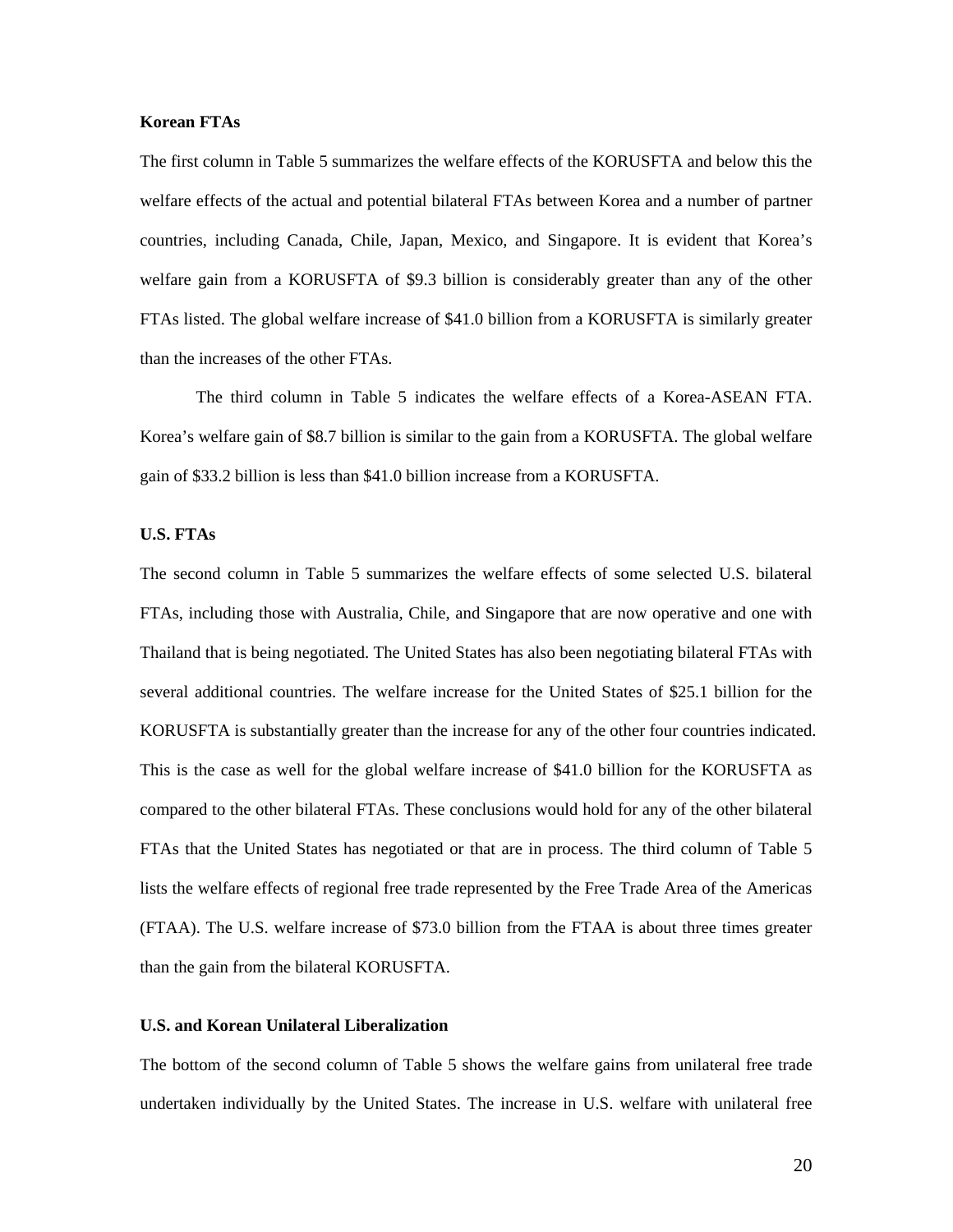**Korean FTAs**

The first column in Table 5 summarizes the welfare effects of the KORUSFTA and below this the welfare effects of the actual and potential bilateral FTAs between Korea and a number of partner countries, including Canada, Chile, Japan, Mexico, and Singapore. It is evident that Korea's welfare gain from a KORUSFTA of $9.3 billion is considerably greater than any of the other FTAs listed. The global welfare increase of $41.0 billion from a KORUSFTA is similarly greater than the increases of the other FTAs.

The third column in Table 5 indicates the welfare effects of a Korea-ASEAN FTA. Korea's welfare gain of $8.7 billion is similar to the gain from a KORUSFTA. The global welfare gain of $33.2 billion is less than $41.0 billion increase from a KORUSFTA.

**U.S. FTAs**

The second column in Table 5 summarizes the welfare effects of some selected U.S. bilateral FTAs, including those with Australia, Chile, and Singapore that are now operative and one with Thailand that is being negotiated. The United States has also been negotiating bilateral FTAs with several additional countries. The welfare increase for the United States of $25.1 billion for the KORUSFTA is substantially greater than the increase for any of the other four countries indicated. This is the case as well for the global welfare increase of $41.0 billion for the KORUSFTA as compared to the other bilateral FTAs. These conclusions would hold for any of the other bilateral FTAs that the United States has negotiated or that are in process. The third column of Table 5 lists the welfare effects of regional free trade represented by the Free Trade Area of the Americas (FTAA). The U.S. welfare increase of $73.0 billion from the FTAA is about three times greater than the gain from the bilateral KORUSFTA.

**U.S. and Korean Unilateral Liberalization**

The bottom of the second column of Table 5 shows the welfare gains from unilateral free trade undertaken individually by the United States. The increase in U.S. welfare with unilateral free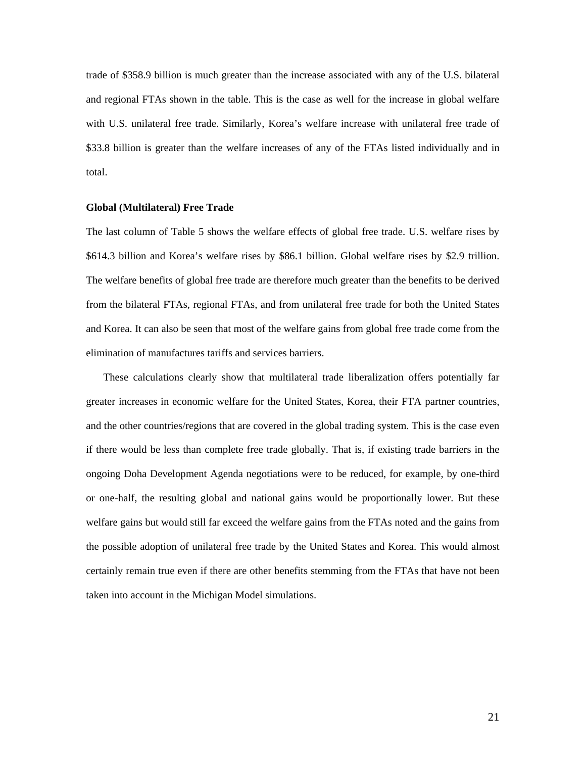trade of $358.9 billion is much greater than the increase associated with any of the U.S. bilateral and regional FTAs shown in the table. This is the case as well for the increase in global welfare with U.S. unilateral free trade. Similarly, Korea's welfare increase with unilateral free trade of $33.8 billion is greater than the welfare increases of any of the FTAs listed individually and in total.

**Global (Multilateral) Free Trade**

The last column of Table 5 shows the welfare effects of global free trade. U.S. welfare rises by $614.3 billion and Korea's welfare rises by $86.1 billion. Global welfare rises by $2.9 trillion. The welfare benefits of global free trade are therefore much greater than the benefits to be derived from the bilateral FTAs, regional FTAs, and from unilateral free trade for both the United States and Korea. It can also be seen that most of the welfare gains from global free trade come from the elimination of manufactures tariffs and services barriers.

These calculations clearly show that multilateral trade liberalization offers potentially far greater increases in economic welfare for the United States, Korea, their FTA partner countries, and the other countries/regions that are covered in the global trading system. This is the case even if there would be less than complete free trade globally. That is, if existing trade barriers in the ongoing Doha Development Agenda negotiations were to be reduced, for example, by one-third or one-half, the resulting global and national gains would be proportionally lower. But these welfare gains but would still far exceed the welfare gains from the FTAs noted and the gains from the possible adoption of unilateral free trade by the United States and Korea. This would almost certainly remain true even if there are other benefits stemming from the FTAs that have not been taken into account in the Michigan Model simulations.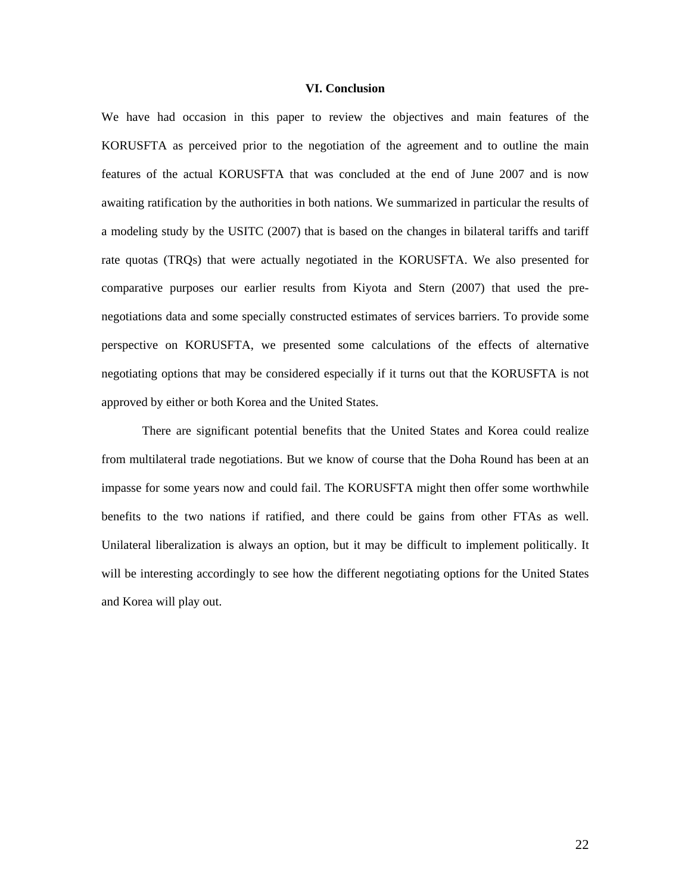## VI. Conclusion

We have had occasion in this paper to review the objectives and main features of the KORUSFTA as perceived prior to the negotiation of the agreement and to outline the main features of the actual KORUSFTA that was concluded at the end of June 2007 and is now awaiting ratification by the authorities in both nations. We summarized in particular the results of a modeling study by the USITC (2007) that is based on the changes in bilateral tariffs and tariff rate quotas (TRQs) that were actually negotiated in the KORUSFTA. We also presented for comparative purposes our earlier results from Kiyota and Stern (2007) that used the pre-negotiations data and some specially constructed estimates of services barriers. To provide some perspective on KORUSFTA, we presented some calculations of the effects of alternative negotiating options that may be considered especially if it turns out that the KORUSFTA is not approved by either or both Korea and the United States.

There are significant potential benefits that the United States and Korea could realize from multilateral trade negotiations. But we know of course that the Doha Round has been at an impasse for some years now and could fail. The KORUSFTA might then offer some worthwhile benefits to the two nations if ratified, and there could be gains from other FTAs as well. Unilateral liberalization is always an option, but it may be difficult to implement politically. It will be interesting accordingly to see how the different negotiating options for the United States and Korea will play out.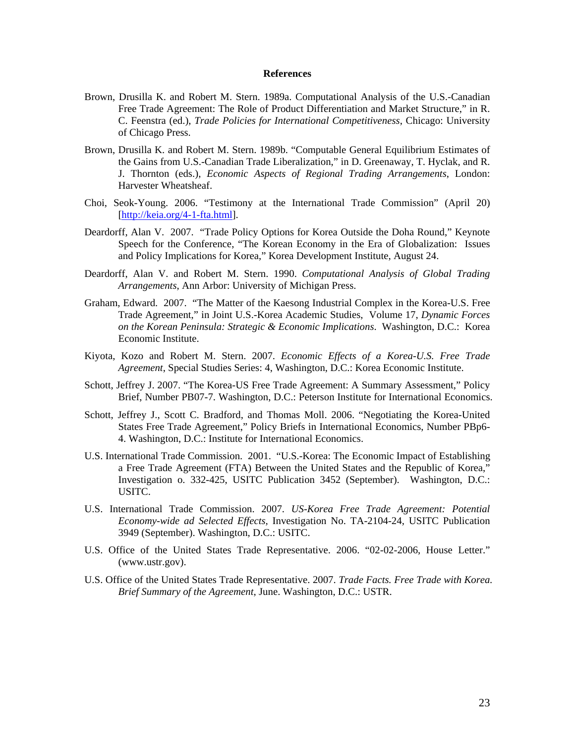**References**

Brown, Drusilla K. and Robert M. Stern. 1989a. Computational Analysis of the U.S.-Canadian Free Trade Agreement: The Role of Product Differentiation and Market Structure," in R. C. Feenstra (ed.), *Trade Policies for International Competitiveness*, Chicago: University of Chicago Press.

Brown, Drusilla K. and Robert M. Stern. 1989b. "Computable General Equilibrium Estimates of the Gains from U.S.-Canadian Trade Liberalization," in D. Greenaway, T. Hyclak, and R. J. Thornton (eds.), *Economic Aspects of Regional Trading Arrangements*, London: Harvester Wheatsheaf.

Choi, Seok-Young. 2006. "Testimony at the International Trade Commission" (April 20) [http://keia.org/4-1-fta.html].

Deardorff, Alan V. 2007. "Trade Policy Options for Korea Outside the Doha Round," Keynote Speech for the Conference, "The Korean Economy in the Era of Globalization: Issues and Policy Implications for Korea," Korea Development Institute, August 24.

Deardorff, Alan V. and Robert M. Stern. 1990. *Computational Analysis of Global Trading Arrangements*, Ann Arbor: University of Michigan Press.

Graham, Edward. 2007. "The Matter of the Kaesong Industrial Complex in the Korea-U.S. Free Trade Agreement," in Joint U.S.-Korea Academic Studies, Volume 17, *Dynamic Forces on the Korean Peninsula: Strategic & Economic Implications*. Washington, D.C.: Korea Economic Institute.

Kiyota, Kozo and Robert M. Stern. 2007. *Economic Effects of a Korea-U.S. Free Trade Agreement*, Special Studies Series: 4, Washington, D.C.: Korea Economic Institute.

Schott, Jeffrey J. 2007. "The Korea-US Free Trade Agreement: A Summary Assessment," Policy Brief, Number PB07-7. Washington, D.C.: Peterson Institute for International Economics.

Schott, Jeffrey J., Scott C. Bradford, and Thomas Moll. 2006. "Negotiating the Korea-United States Free Trade Agreement," Policy Briefs in International Economics, Number PBp6-4. Washington, D.C.: Institute for International Economics.

U.S. International Trade Commission. 2001. "U.S.-Korea: The Economic Impact of Establishing a Free Trade Agreement (FTA) Between the United States and the Republic of Korea," Investigation o. 332-425, USITC Publication 3452 (September). Washington, D.C.: USITC.

U.S. International Trade Commission. 2007. *US-Korea Free Trade Agreement: Potential Economy-wide ad Selected Effects*, Investigation No. TA-2104-24, USITC Publication 3949 (September). Washington, D.C.: USITC.

U.S. Office of the United States Trade Representative. 2006. "02-02-2006, House Letter." (www.ustr.gov).

U.S. Office of the United States Trade Representative. 2007. *Trade Facts. Free Trade with Korea. Brief Summary of the Agreement*, June. Washington, D.C.: USTR.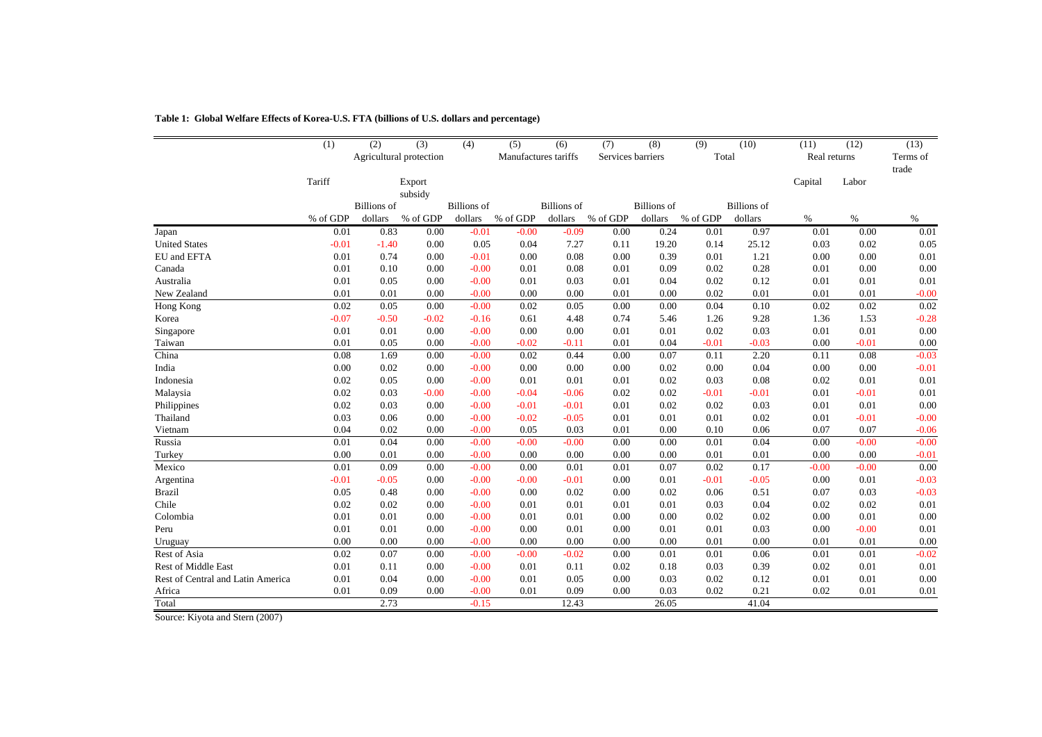**Table 1: Global Welfare Effects of Korea-U.S. FTA (billions of U.S. dollars and percentage)**

| | (1) | (2) | (3) | (4) | (5) | (6) | (7) | (8) | (9) | (10) | (11) | (12) | (13) |
|---|---|---|---|---|---|---|---|---|---|---|---|---|---|
| | Agricultural protection | | | | Manufactures tariffs | | Services barriers | | Total | | Real returns | | Terms of trade |
| | Tariff | | Export subsidy | | | | | | | | Capital | Labor | |
| | % of GDP | Billions of dollars | % of GDP | Billions of dollars | % of GDP | Billions of dollars | % of GDP | Billions of dollars | % of GDP | Billions of dollars | % | % | % |
| Japan | 0.01 | 0.83 | 0.00 | -0.01 | -0.00 | -0.09 | 0.00 | 0.24 | 0.01 | 0.97 | 0.01 | 0.00 | 0.01 |
| United States | -0.01 | -1.40 | 0.00 | 0.05 | 0.04 | 7.27 | 0.11 | 19.20 | 0.14 | 25.12 | 0.03 | 0.02 | 0.05 |
| EU and EFTA | 0.01 | 0.74 | 0.00 | -0.01 | 0.00 | 0.08 | 0.00 | 0.39 | 0.01 | 1.21 | 0.00 | 0.00 | 0.01 |
| Canada | 0.01 | 0.10 | 0.00 | -0.00 | 0.01 | 0.08 | 0.01 | 0.09 | 0.02 | 0.28 | 0.01 | 0.00 | 0.00 |
| Australia | 0.01 | 0.05 | 0.00 | -0.00 | 0.01 | 0.03 | 0.01 | 0.04 | 0.02 | 0.12 | 0.01 | 0.01 | 0.01 |
| New Zealand | 0.01 | 0.01 | 0.00 | -0.00 | 0.00 | 0.00 | 0.01 | 0.00 | 0.02 | 0.01 | 0.01 | 0.01 | -0.00 |
| Hong Kong | 0.02 | 0.05 | 0.00 | -0.00 | 0.02 | 0.05 | 0.00 | 0.00 | 0.04 | 0.10 | 0.02 | 0.02 | 0.02 |
| Korea | -0.07 | -0.50 | -0.02 | -0.16 | 0.61 | 4.48 | 0.74 | 5.46 | 1.26 | 9.28 | 1.36 | 1.53 | -0.28 |
| Singapore | 0.01 | 0.01 | 0.00 | -0.00 | 0.00 | 0.00 | 0.01 | 0.01 | 0.02 | 0.03 | 0.01 | 0.01 | 0.00 |
| Taiwan | 0.01 | 0.05 | 0.00 | -0.00 | -0.02 | -0.11 | 0.01 | 0.04 | -0.01 | -0.03 | 0.00 | -0.01 | 0.00 |
| China | 0.08 | 1.69 | 0.00 | -0.00 | 0.02 | 0.44 | 0.00 | 0.07 | 0.11 | 2.20 | 0.11 | 0.08 | -0.03 |
| India | 0.00 | 0.02 | 0.00 | -0.00 | 0.00 | 0.00 | 0.00 | 0.02 | 0.00 | 0.04 | 0.00 | 0.00 | -0.01 |
| Indonesia | 0.02 | 0.05 | 0.00 | -0.00 | 0.01 | 0.01 | 0.01 | 0.02 | 0.03 | 0.08 | 0.02 | 0.01 | 0.01 |
| Malaysia | 0.02 | 0.03 | -0.00 | -0.00 | -0.04 | -0.06 | 0.02 | 0.02 | -0.01 | -0.01 | 0.01 | -0.01 | 0.01 |
| Philippines | 0.02 | 0.03 | 0.00 | -0.00 | -0.01 | -0.01 | 0.01 | 0.02 | 0.02 | 0.03 | 0.01 | 0.01 | 0.00 |
| Thailand | 0.03 | 0.06 | 0.00 | -0.00 | -0.02 | -0.05 | 0.01 | 0.01 | 0.01 | 0.02 | 0.01 | -0.01 | -0.00 |
| Vietnam | 0.04 | 0.02 | 0.00 | -0.00 | 0.05 | 0.03 | 0.01 | 0.00 | 0.10 | 0.06 | 0.07 | 0.07 | -0.06 |
| Russia | 0.01 | 0.04 | 0.00 | -0.00 | -0.00 | -0.00 | 0.00 | 0.00 | 0.01 | 0.04 | 0.00 | -0.00 | -0.00 |
| Turkey | 0.00 | 0.01 | 0.00 | -0.00 | 0.00 | 0.00 | 0.00 | 0.00 | 0.01 | 0.01 | 0.00 | 0.00 | -0.01 |
| Mexico | 0.01 | 0.09 | 0.00 | -0.00 | 0.00 | 0.01 | 0.01 | 0.07 | 0.02 | 0.17 | -0.00 | -0.00 | 0.00 |
| Argentina | -0.01 | -0.05 | 0.00 | -0.00 | -0.00 | -0.01 | 0.00 | 0.01 | -0.01 | -0.05 | 0.00 | 0.01 | -0.03 |
| Brazil | 0.05 | 0.48 | 0.00 | -0.00 | 0.00 | 0.02 | 0.00 | 0.02 | 0.06 | 0.51 | 0.07 | 0.03 | -0.03 |
| Chile | 0.02 | 0.02 | 0.00 | -0.00 | 0.01 | 0.01 | 0.01 | 0.01 | 0.03 | 0.04 | 0.02 | 0.02 | 0.01 |
| Colombia | 0.01 | 0.01 | 0.00 | -0.00 | 0.01 | 0.01 | 0.00 | 0.00 | 0.02 | 0.02 | 0.00 | 0.01 | 0.00 |
| Peru | 0.01 | 0.01 | 0.00 | -0.00 | 0.00 | 0.01 | 0.00 | 0.01 | 0.01 | 0.03 | 0.00 | -0.00 | 0.01 |
| Uruguay | 0.00 | 0.00 | 0.00 | -0.00 | 0.00 | 0.00 | 0.00 | 0.00 | 0.01 | 0.00 | 0.01 | 0.01 | 0.00 |
| Rest of Asia | 0.02 | 0.07 | 0.00 | -0.00 | -0.00 | -0.02 | 0.00 | 0.01 | 0.01 | 0.06 | 0.01 | 0.01 | -0.02 |
| Rest of Middle East | 0.01 | 0.11 | 0.00 | -0.00 | 0.01 | 0.11 | 0.02 | 0.18 | 0.03 | 0.39 | 0.02 | 0.01 | 0.01 |
| Rest of Central and Latin America | 0.01 | 0.04 | 0.00 | -0.00 | 0.01 | 0.05 | 0.00 | 0.03 | 0.02 | 0.12 | 0.01 | 0.01 | 0.00 |
| Africa | 0.01 | 0.09 | 0.00 | -0.00 | 0.01 | 0.09 | 0.00 | 0.03 | 0.02 | 0.21 | 0.02 | 0.01 | 0.01 |
| Total | | 2.73 | | -0.15 | | 12.43 | | 26.05 | | 41.04 | | | |

Source: Kiyota and Stern (2007)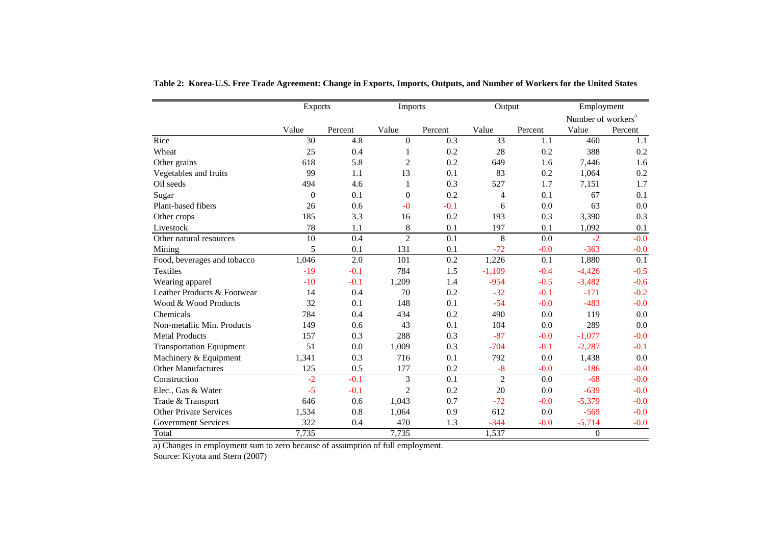**Table 2: Korea-U.S. Free Trade Agreement: Change in Exports, Imports, Outputs, and Number of Workers for the United States**

| | Exports | | Imports | | Output | | Employment | |
|---|---|---|---|---|---|---|---|---|
| | | | | | | | Number of workers[a] | |
| | Value | Percent | Value | Percent | Value | Percent | Value | Percent |
| Rice | 30 | 4.8 | 0 | 0.3 | 33 | 1.1 | 460 | 1.1 |
| Wheat | 25 | 0.4 | 1 | 0.2 | 28 | 0.2 | 388 | 0.2 |
| Other grains | 618 | 5.8 | 2 | 0.2 | 649 | 1.6 | 7,446 | 1.6 |
| Vegetables and fruits | 99 | 1.1 | 13 | 0.1 | 83 | 0.2 | 1,064 | 0.2 |
| Oil seeds | 494 | 4.6 | 1 | 0.3 | 527 | 1.7 | 7,151 | 1.7 |
| Sugar | 0 | 0.1 | 0 | 0.2 | 4 | 0.1 | 67 | 0.1 |
| Plant-based fibers | 26 | 0.6 | -0 | -0.1 | 6 | 0.0 | 63 | 0.0 |
| Other crops | 185 | 3.3 | 16 | 0.2 | 193 | 0.3 | 3,390 | 0.3 |
| Livestock | 78 | 1.1 | 8 | 0.1 | 197 | 0.1 | 1,092 | 0.1 |
| Other natural resources | 10 | 0.4 | 2 | 0.1 | 8 | 0.0 | -2 | -0.0 |
| Mining | 5 | 0.1 | 131 | 0.1 | -72 | -0.0 | -363 | -0.0 |
| Food, beverages and tobacco | 1,046 | 2.0 | 101 | 0.2 | 1,226 | 0.1 | 1,880 | 0.1 |
| Textiles | -19 | -0.1 | 784 | 1.5 | -1,109 | -0.4 | -4,426 | -0.5 |
| Wearing apparel | -10 | -0.1 | 1,209 | 1.4 | -954 | -0.5 | -3,482 | -0.6 |
| Leather Products & Footwear | 14 | 0.4 | 70 | 0.2 | -32 | -0.1 | -171 | -0.2 |
| Wood & Wood Products | 32 | 0.1 | 148 | 0.1 | -54 | -0.0 | -483 | -0.0 |
| Chemicals | 784 | 0.4 | 434 | 0.2 | 490 | 0.0 | 119 | 0.0 |
| Non-metallic Min. Products | 149 | 0.6 | 43 | 0.1 | 104 | 0.0 | 289 | 0.0 |
| Metal Products | 157 | 0.3 | 288 | 0.3 | -87 | -0.0 | -1,077 | -0.0 |
| Transportation Equipment | 51 | 0.0 | 1,009 | 0.3 | -704 | -0.1 | -2,287 | -0.1 |
| Machinery & Equipment | 1,341 | 0.3 | 716 | 0.1 | 792 | 0.0 | 1,438 | 0.0 |
| Other Manufactures | 125 | 0.5 | 177 | 0.2 | -8 | -0.0 | -186 | -0.0 |
| Construction | -2 | -0.1 | 3 | 0.1 | 2 | 0.0 | -68 | -0.0 |
| Elec., Gas & Water | -5 | -0.1 | 2 | 0.2 | 20 | 0.0 | -639 | -0.0 |
| Trade & Transport | 646 | 0.6 | 1,043 | 0.7 | -72 | -0.0 | -5,379 | -0.0 |
| Other Private Services | 1,534 | 0.8 | 1,064 | 0.9 | 612 | 0.0 | -569 | -0.0 |
| Government Services | 322 | 0.4 | 470 | 1.3 | -344 | -0.0 | -5,714 | -0.0 |
| Total | 7,735 | | 7,735 | | 1,537 | | 0 | |

a) Changes in employment sum to zero because of assumption of full employment.

Source: Kiyota and Stern (2007)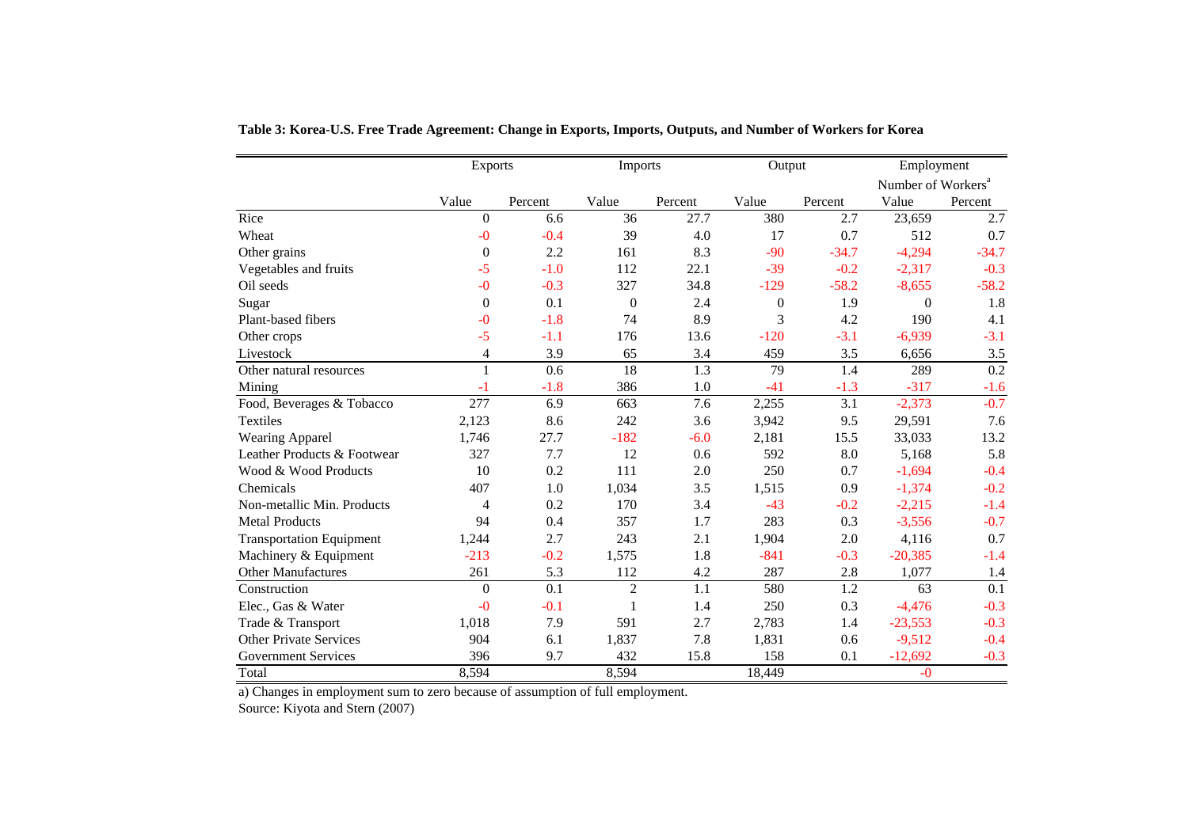**Table 3: Korea-U.S. Free Trade Agreement: Change in Exports, Imports, Outputs, and Number of Workers for Korea**

| | Exports | | Imports | | Output | | Employment Number of Workers[a] | |
|---|---|---|---|---|---|---|---|---|
| | Value | Percent | Value | Percent | Value | Percent | Value | Percent |
| Rice | 0 | 6.6 | 36 | 27.7 | 380 | 2.7 | 23,659 | 2.7 |
| Wheat | -0 | -0.4 | 39 | 4.0 | 17 | 0.7 | 512 | 0.7 |
| Other grains | 0 | 2.2 | 161 | 8.3 | -90 | -34.7 | -4,294 | -34.7 |
| Vegetables and fruits | -5 | -1.0 | 112 | 22.1 | -39 | -0.2 | -2,317 | -0.3 |
| Oil seeds | -0 | -0.3 | 327 | 34.8 | -129 | -58.2 | -8,655 | -58.2 |
| Sugar | 0 | 0.1 | 0 | 2.4 | 0 | 1.9 | 0 | 1.8 |
| Plant-based fibers | -0 | -1.8 | 74 | 8.9 | 3 | 4.2 | 190 | 4.1 |
| Other crops | -5 | -1.1 | 176 | 13.6 | -120 | -3.1 | -6,939 | -3.1 |
| Livestock | 4 | 3.9 | 65 | 3.4 | 459 | 3.5 | 6,656 | 3.5 |
| Other natural resources | 1 | 0.6 | 18 | 1.3 | 79 | 1.4 | 289 | 0.2 |
| Mining | -1 | -1.8 | 386 | 1.0 | -41 | -1.3 | -317 | -1.6 |
| Food, Beverages & Tobacco | 277 | 6.9 | 663 | 7.6 | 2,255 | 3.1 | -2,373 | -0.7 |
| Textiles | 2,123 | 8.6 | 242 | 3.6 | 3,942 | 9.5 | 29,591 | 7.6 |
| Wearing Apparel | 1,746 | 27.7 | -182 | -6.0 | 2,181 | 15.5 | 33,033 | 13.2 |
| Leather Products & Footwear | 327 | 7.7 | 12 | 0.6 | 592 | 8.0 | 5,168 | 5.8 |
| Wood & Wood Products | 10 | 0.2 | 111 | 2.0 | 250 | 0.7 | -1,694 | -0.4 |
| Chemicals | 407 | 1.0 | 1,034 | 3.5 | 1,515 | 0.9 | -1,374 | -0.2 |
| Non-metallic Min. Products | 4 | 0.2 | 170 | 3.4 | -43 | -0.2 | -2,215 | -1.4 |
| Metal Products | 94 | 0.4 | 357 | 1.7 | 283 | 0.3 | -3,556 | -0.7 |
| Transportation Equipment | 1,244 | 2.7 | 243 | 2.1 | 1,904 | 2.0 | 4,116 | 0.7 |
| Machinery & Equipment | -213 | -0.2 | 1,575 | 1.8 | -841 | -0.3 | -20,385 | -1.4 |
| Other Manufactures | 261 | 5.3 | 112 | 4.2 | 287 | 2.8 | 1,077 | 1.4 |
| Construction | 0 | 0.1 | 2 | 1.1 | 580 | 1.2 | 63 | 0.1 |
| Elec., Gas & Water | -0 | -0.1 | 1 | 1.4 | 250 | 0.3 | -4,476 | -0.3 |
| Trade & Transport | 1,018 | 7.9 | 591 | 2.7 | 2,783 | 1.4 | -23,553 | -0.3 |
| Other Private Services | 904 | 6.1 | 1,837 | 7.8 | 1,831 | 0.6 | -9,512 | -0.4 |
| Government Services | 396 | 9.7 | 432 | 15.8 | 158 | 0.1 | -12,692 | -0.3 |
| Total | 8,594 | | 8,594 | | 18,449 | | -0 | |

a) Changes in employment sum to zero because of assumption of full employment.

Source: Kiyota and Stern (2007)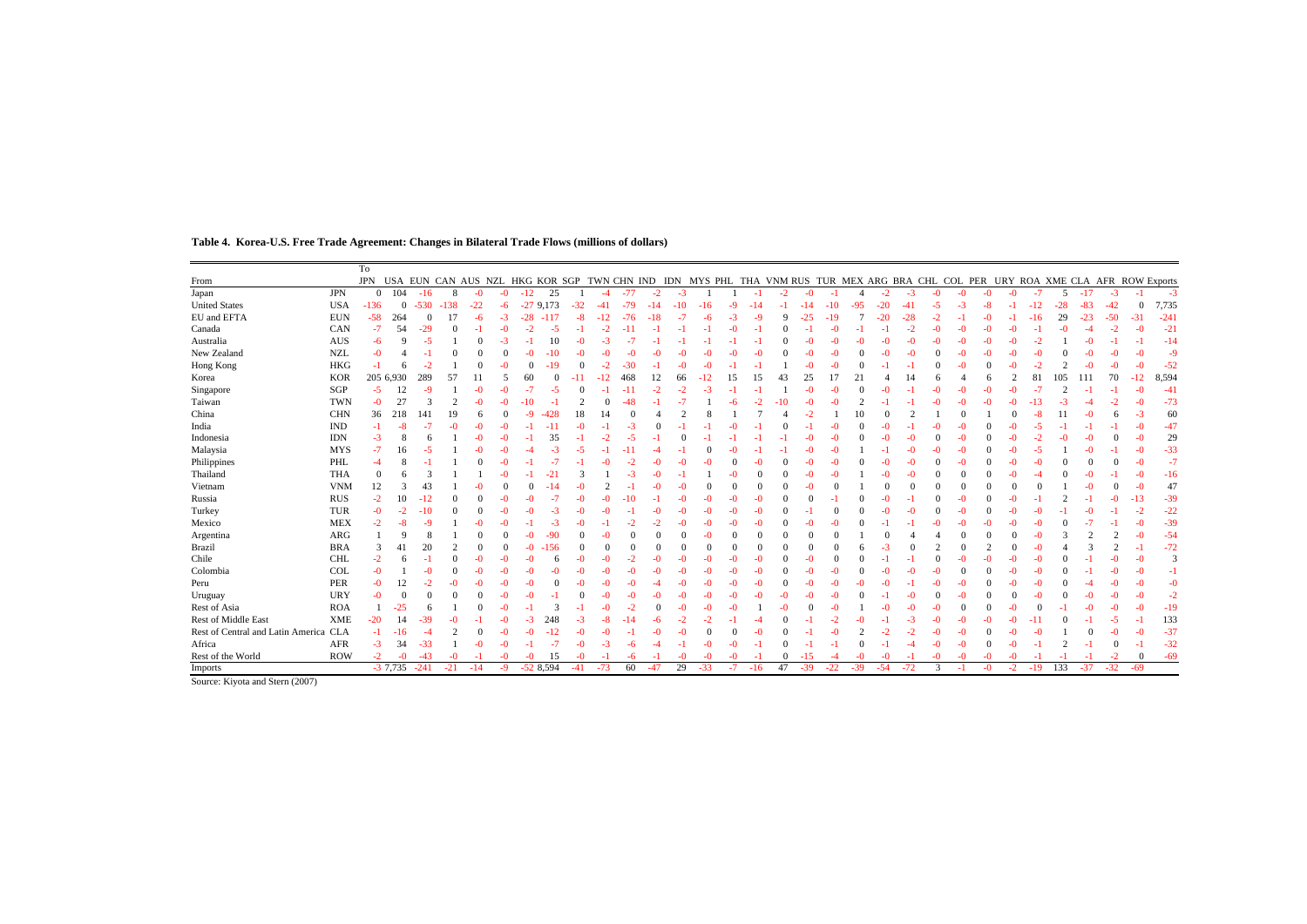**Table 4. Korea-U.S. Free Trade Agreement: Changes in Bilateral Trade Flows (millions of dollars)**

| From | | To JPN | USA | EUN | CAN | AUS | NZL | HKG | KOR | SGP | TWN | CHN | IND | IDN | MYS | PHL | THA | VNM | RUS | TUR | MEX | ARG | BRA | CHL | COL | PER | URY | ROA | XME | CLA | AFR | ROW | Exports |
|---|---|---|---|---|---|---|---|---|---|---|---|---|---|---|---|---|---|---|---|---|---|---|---|---|---|---|---|---|---|---|---|---|---|
| Japan | JPN | 0 | 104 | -16 | 8 | -0 | -0 | -12 | 25 | 1 | -4 | -77 | -2 | -3 | 1 | 1 | -1 | -2 | -0 | -1 | 4 | -2 | -3 | -0 | -0 | -0 | -0 | -7 | 5 | -17 | -3 | -1 | -3 |
| United States | USA | -136 | 0 | -530 | -138 | -22 | -6 | -27 | 9,173 | -32 | -41 | -79 | -14 | -10 | -16 | -9 | -14 | -1 | -14 | -10 | -95 | -20 | -41 | -5 | -3 | -8 | -1 | -12 | -28 | -83 | -42 | 0 | 7,735 |
| EU and EFTA | EUN | -58 | 264 | 0 | 17 | -6 | -3 | -28 | -117 | -8 | -12 | -76 | -18 | -7 | -6 | -3 | -9 | 9 | -25 | -19 | 7 | -20 | -28 | -2 | -1 | -0 | -1 | -16 | 29 | -23 | -50 | -31 | -241 |
| Canada | CAN | -7 | 54 | -29 | 0 | -1 | -0 | -2 | -5 | -1 | -2 | -11 | -1 | -1 | -1 | -0 | -1 | 0 | -1 | -0 | -1 | -1 | -2 | -0 | -0 | -0 | -0 | -1 | -0 | -4 | -2 | -0 | -21 |
| Australia | AUS | -6 | 9 | -5 | 1 | 0 | -3 | -1 | 10 | -0 | -3 | -7 | -1 | -1 | -1 | -1 | -1 | 0 | -0 | -0 | -0 | -0 | -0 | -0 | -0 | -0 | -0 | -2 | 1 | -0 | -1 | -1 | -14 |
| New Zealand | NZL | -0 | 4 | -1 | 0 | 0 | 0 | -0 | -10 | -0 | -0 | -0 | -0 | -0 | -0 | -0 | -0 | 0 | -0 | -0 | 0 | -0 | -0 | 0 | -0 | -0 | -0 | -0 | 0 | -0 | -0 | -0 | -9 |
| Hong Kong | HKG | -1 | 6 | -2 | 1 | 0 | -0 | 0 | -19 | 0 | -2 | -30 | -1 | -0 | -0 | -1 | -1 | 1 | -0 | -0 | 0 | -1 | -1 | 0 | -0 | 0 | -0 | -2 | 2 | -0 | -0 | -0 | -52 |
| Korea | KOR | 205 | 6,930 | 289 | 57 | 11 | 5 | 60 | 0 | -11 | -12 | 468 | 12 | 66 | -12 | 15 | 15 | 43 | 25 | 17 | 21 | 4 | 14 | 6 | 4 | 6 | 2 | 81 | 105 | 111 | 70 | -12 | 8,594 |
| Singapore | SGP | -5 | 12 | -9 | 1 | -0 | -0 | -7 | -5 | 0 | -1 | -11 | -2 | -2 | -3 | -1 | -1 | 1 | -0 | -0 | 0 | -0 | -1 | -0 | -0 | -0 | -0 | -7 | 2 | -1 | -1 | -0 | -41 |
| Taiwan | TWN | -0 | 27 | 3 | 2 | -0 | -0 | -10 | -1 | 2 | 0 | -48 | -1 | -7 | 1 | -6 | -2 | -10 | -0 | -0 | 2 | -1 | -1 | -0 | -0 | -0 | -0 | -13 | -3 | -4 | -2 | -0 | -73 |
| China | CHN | 36 | 218 | 141 | 19 | 6 | 0 | -9 | -428 | 18 | 14 | 0 | 4 | 2 | 8 | 1 | 7 | 4 | -2 | 1 | 10 | 0 | 2 | 1 | 0 | 1 | 0 | -8 | 11 | -0 | 6 | -3 | 60 |
| India | IND | -1 | -8 | -7 | -0 | -0 | -0 | -1 | -11 | -0 | -1 | -3 | 0 | -1 | -1 | -0 | -1 | 0 | -1 | -0 | 0 | -0 | -1 | -0 | -0 | 0 | -0 | -5 | -1 | -1 | -1 | -0 | -47 |
| Indonesia | IDN | -3 | 8 | 6 | 1 | -0 | -0 | -1 | 35 | -1 | -2 | -5 | -1 | 0 | -1 | -1 | -1 | -1 | -0 | -0 | 0 | -0 | -0 | 0 | -0 | 0 | -0 | -2 | -0 | -0 | 0 | -0 | 29 |
| Malaysia | MYS | -7 | 16 | -5 | 1 | -0 | -0 | -4 | -3 | -5 | -1 | -11 | -4 | -1 | 0 | -0 | -1 | -1 | -0 | -0 | 1 | -1 | -0 | -0 | -0 | 0 | -0 | -5 | 1 | -0 | -1 | -0 | -33 |
| Philippines | PHL | -4 | 8 | -1 | 1 | 0 | -0 | -1 | -7 | -1 | -0 | -2 | -0 | -0 | -0 | 0 | -0 | 0 | -0 | -0 | 0 | -0 | -0 | 0 | -0 | 0 | -0 | -0 | 0 | 0 | 0 | -0 | -7 |
| Thailand | THA | 0 | 6 | 3 | 1 | 1 | -0 | -1 | -21 | 3 | 1 | -3 | -0 | -1 | 1 | -0 | 0 | 0 | -0 | -0 | 1 | -0 | -0 | 0 | 0 | 0 | -0 | -4 | 0 | -0 | -1 | -0 | -16 |
| Vietnam | VNM | 12 | 3 | 43 | 1 | -0 | 0 | 0 | -14 | -0 | 2 | -1 | -0 | -0 | 0 | 0 | 0 | 0 | -0 | 0 | 1 | 0 | 0 | 0 | 0 | 0 | 0 | 0 | 1 | -0 | 0 | -0 | 47 |
| Russia | RUS | -2 | 10 | -12 | 0 | 0 | -0 | -0 | -7 | -0 | -0 | -10 | -1 | -0 | -0 | -0 | -0 | 0 | 0 | -1 | 0 | -0 | -1 | 0 | -0 | 0 | -0 | -1 | 2 | -1 | -0 | -13 | -39 |
| Turkey | TUR | -0 | -2 | -10 | 0 | 0 | -0 | -0 | -3 | -0 | -0 | -1 | -0 | -0 | -0 | -0 | -0 | 0 | -1 | 0 | 0 | -0 | -0 | 0 | -0 | 0 | -0 | -0 | -1 | -0 | -1 | -2 | -22 |
| Mexico | MEX | -2 | -8 | -9 | 1 | -0 | -0 | -1 | -3 | -0 | -1 | -2 | -2 | -0 | -0 | -0 | -0 | 0 | -0 | -0 | 0 | -1 | -1 | -0 | -0 | -0 | -0 | -0 | 0 | -7 | -1 | -0 | -39 |
| Argentina | ARG | 1 | 9 | 8 | 1 | 0 | 0 | -0 | -90 | 0 | -0 | 0 | 0 | 0 | -0 | 0 | 0 | 0 | 0 | 0 | 1 | 0 | 4 | 4 | 0 | 0 | 0 | -0 | 3 | 2 | 2 | -0 | -54 |
| Brazil | BRA | 3 | 41 | 20 | 2 | 0 | 0 | -0 | -156 | 0 | 0 | 0 | 0 | 0 | 0 | 0 | 0 | 0 | 0 | 0 | 6 | -3 | 0 | 2 | 0 | 2 | 0 | -0 | 4 | 3 | 2 | -1 | -72 |
| Chile | CHL | -2 | 6 | -1 | 0 | -0 | -0 | -0 | 6 | -0 | -0 | -2 | -0 | -0 | -0 | -0 | -0 | 0 | -0 | 0 | 0 | -1 | -1 | 0 | -0 | -0 | -0 | -0 | 0 | -1 | -0 | -0 | 3 |
| Colombia | COL | -0 | 1 | -0 | 0 | -0 | -0 | -0 | -0 | -0 | -0 | -0 | -0 | -0 | -0 | -0 | -0 | 0 | -0 | -0 | 0 | -0 | -0 | -0 | 0 | 0 | -0 | -0 | 0 | -1 | -0 | -0 | -1 |
| Peru | PER | -0 | 12 | -2 | -0 | -0 | -0 | -0 | 0 | -0 | -0 | -0 | -4 | -0 | -0 | -0 | -0 | 0 | -0 | -0 | -0 | -0 | -1 | -0 | -0 | 0 | -0 | -0 | 0 | -4 | -0 | -0 | -0 |
| Uruguay | URY | -0 | 0 | 0 | 0 | 0 | -0 | -0 | -1 | 0 | -0 | -0 | -0 | -0 | -0 | -0 | -0 | 0 | -0 | -0 | 0 | -1 | -0 | 0 | -0 | 0 | 0 | -0 | 0 | -0 | -0 | -0 | -2 |
| Rest of Asia | ROA | 1 | -25 | 6 | 1 | 0 | -0 | -1 | 3 | -1 | -0 | -2 | 0 | -0 | -0 | -0 | 1 | -0 | 0 | -0 | 1 | -0 | -0 | -0 | 0 | 0 | -0 | 0 | -1 | -0 | -0 | -0 | -19 |
| Rest of Middle East | XME | -20 | 14 | -39 | -0 | -1 | -0 | -3 | 248 | -3 | -8 | -14 | -6 | -2 | -2 | -1 | -4 | 0 | -1 | -2 | -0 | -1 | -3 | -0 | -0 | -0 | -0 | -11 | 0 | -1 | -5 | -1 | 133 |
| Rest of Central and Latin America | CLA | -1 | -16 | -4 | 2 | 0 | -0 | -0 | -12 | -0 | -0 | -1 | -0 | -0 | 0 | 0 | -0 | 0 | -1 | -0 | 2 | -2 | -2 | -0 | -0 | 0 | -0 | -0 | 1 | 0 | -0 | -0 | -37 |
| Africa | AFR | -3 | 34 | -33 | 1 | -0 | -0 | -1 | -7 | -0 | -3 | -6 | -4 | -1 | -0 | -0 | -1 | 0 | -1 | -1 | 0 | -1 | -4 | -0 | -0 | 0 | -0 | -1 | 2 | -1 | 0 | -1 | -32 |
| Rest of the World | ROW | -2 | -0 | -43 | -0 | -1 | -0 | -0 | 15 | -0 | -1 | -6 | -1 | -0 | -0 | -0 | -1 | 0 | -15 | -4 | -0 | -0 | -1 | -0 | -0 | -0 | -0 | -1 | -1 | -1 | -2 | 0 | -69 |
| Imports | | -3 | 7,735 | -241 | -21 | -14 | -9 | -52 | 8,594 | -41 | -73 | 60 | -47 | 29 | -33 | -7 | -16 | 47 | -39 | -22 | -39 | -54 | -72 | 3 | -1 | -0 | -2 | -19 | 133 | -37 | -32 | -69 | |

Source: Kiyota and Stern (2007)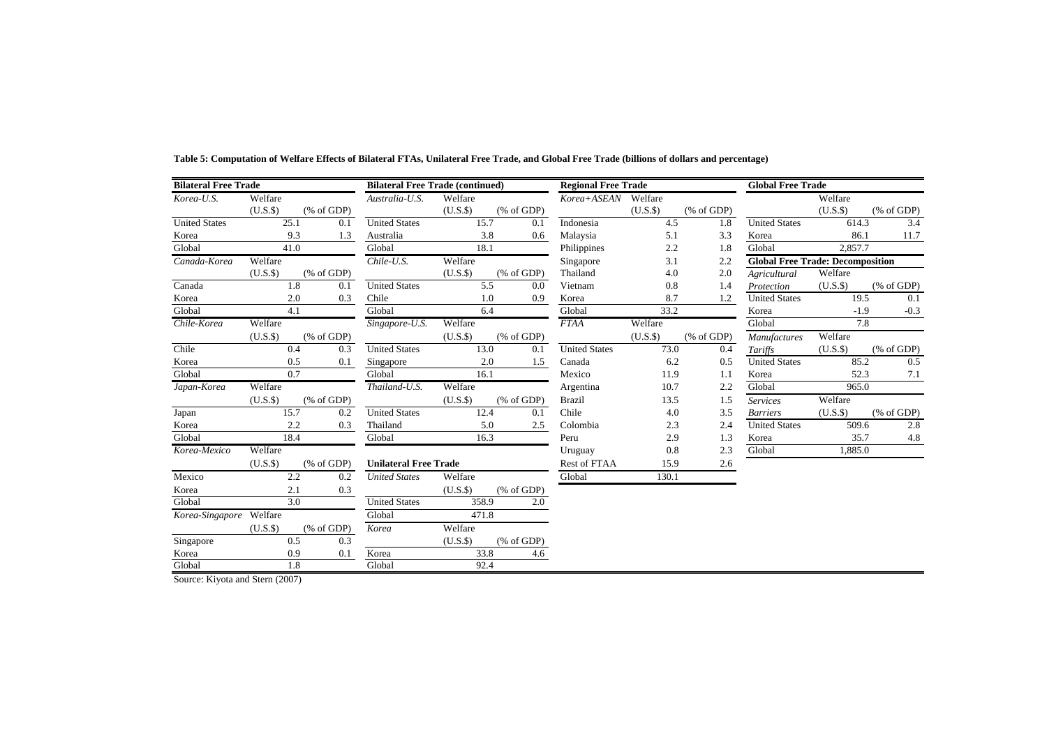**Table 5: Computation of Welfare Effects of Bilateral FTAs, Unilateral Free Trade, and Global Free Trade (billions of dollars and percentage)**

**Bilateral Free Trade**

| *Korea-U.S.* | Welfare (U.S.$) | (% of GDP) |
|---|---|---|
| United States | 25.1 | 0.1 |
| Korea | 9.3 | 1.3 |
| Global | 41.0 | |

| *Canada-Korea* | Welfare (U.S.$) | (% of GDP) |
|---|---|---|
| Canada | 1.8 | 0.1 |
| Korea | 2.0 | 0.3 |
| Global | 4.1 | |

| *Chile-Korea* | Welfare (U.S.$) | (% of GDP) |
|---|---|---|
| Chile | 0.4 | 0.3 |
| Korea | 0.5 | 0.1 |
| Global | 0.7 | |

| *Japan-Korea* | Welfare (U.S.$) | (% of GDP) |
|---|---|---|
| Japan | 15.7 | 0.2 |
| Korea | 2.2 | 0.3 |
| Global | 18.4 | |

| *Korea-Mexico* | Welfare (U.S.$) | (% of GDP) |
|---|---|---|
| Mexico | 2.2 | 0.2 |
| Korea | 2.1 | 0.3 |
| Global | 3.0 | |

| *Korea-Singapore* | Welfare (U.S.$) | (% of GDP) |
|---|---|---|
| Singapore | 0.5 | 0.3 |
| Korea | 0.9 | 0.1 |
| Global | 1.8 | |

**Bilateral Free Trade (continued)**

| *Australia-U.S.* | Welfare (U.S.$) | (% of GDP) |
|---|---|---|
| United States | 15.7 | 0.1 |
| Australia | 3.8 | 0.6 |
| Global | 18.1 | |

| *Chile-U.S.* | Welfare (U.S.$) | (% of GDP) |
|---|---|---|
| United States | 5.5 | 0.0 |
| Chile | 1.0 | 0.9 |
| Global | 6.4 | |

| *Singapore-U.S.* | Welfare (U.S.$) | (% of GDP) |
|---|---|---|
| United States | 13.0 | 0.1 |
| Singapore | 2.0 | 1.5 |
| Global | 16.1 | |

| *Thailand-U.S.* | Welfare (U.S.$) | (% of GDP) |
|---|---|---|
| United States | 12.4 | 0.1 |
| Thailand | 5.0 | 2.5 |
| Global | 16.3 | |

**Unilateral Free Trade**

| *United States* | Welfare (U.S.$) | (% of GDP) |
|---|---|---|
| United States | 358.9 | 2.0 |
| Global | 471.8 | |

| *Korea* | Welfare (U.S.$) | (% of GDP) |
|---|---|---|
| Korea | 33.8 | 4.6 |
| Global | 92.4 | |

**Regional Free Trade**

| *Korea+ASEAN* | Welfare (U.S.$) | (% of GDP) |
|---|---|---|
| Indonesia | 4.5 | 1.8 |
| Malaysia | 5.1 | 3.3 |
| Philippines | 2.2 | 1.8 |
| Singapore | 3.1 | 2.2 |
| Thailand | 4.0 | 2.0 |
| Vietnam | 0.8 | 1.4 |
| Korea | 8.7 | 1.2 |
| Global | 33.2 | |

| *FTAA* | Welfare (U.S.$) | (% of GDP) |
|---|---|---|
| United States | 73.0 | 0.4 |
| Canada | 6.2 | 0.5 |
| Mexico | 11.9 | 1.1 |
| Argentina | 10.7 | 2.2 |
| Brazil | 13.5 | 1.5 |
| Chile | 4.0 | 3.5 |
| Colombia | 2.3 | 2.4 |
| Peru | 2.9 | 1.3 |
| Uruguay | 0.8 | 2.3 |
| Rest of FTAA | 15.9 | 2.6 |
| Global | 130.1 | |

**Global Free Trade**

| | Welfare (U.S.$) | (% of GDP) |
|---|---|---|
| United States | 614.3 | 3.4 |
| Korea | 86.1 | 11.7 |
| Global | 2,857.7 | |

**Global Free Trade: Decomposition**

| *Agricultural Protection* | Welfare (U.S.$) | (% of GDP) |
|---|---|---|
| United States | 19.5 | 0.1 |
| Korea | -1.9 | -0.3 |
| Global | 7.8 | |

| *Manufactures Tariffs* | Welfare (U.S.$) | (% of GDP) |
|---|---|---|
| United States | 85.2 | 0.5 |
| Korea | 52.3 | 7.1 |
| Global | 965.0 | |

| *Services Barriers* | Welfare (U.S.$) | (% of GDP) |
|---|---|---|
| United States | 509.6 | 2.8 |
| Korea | 35.7 | 4.8 |
| Global | 1,885.0 | |

Source: Kiyota and Stern (2007)